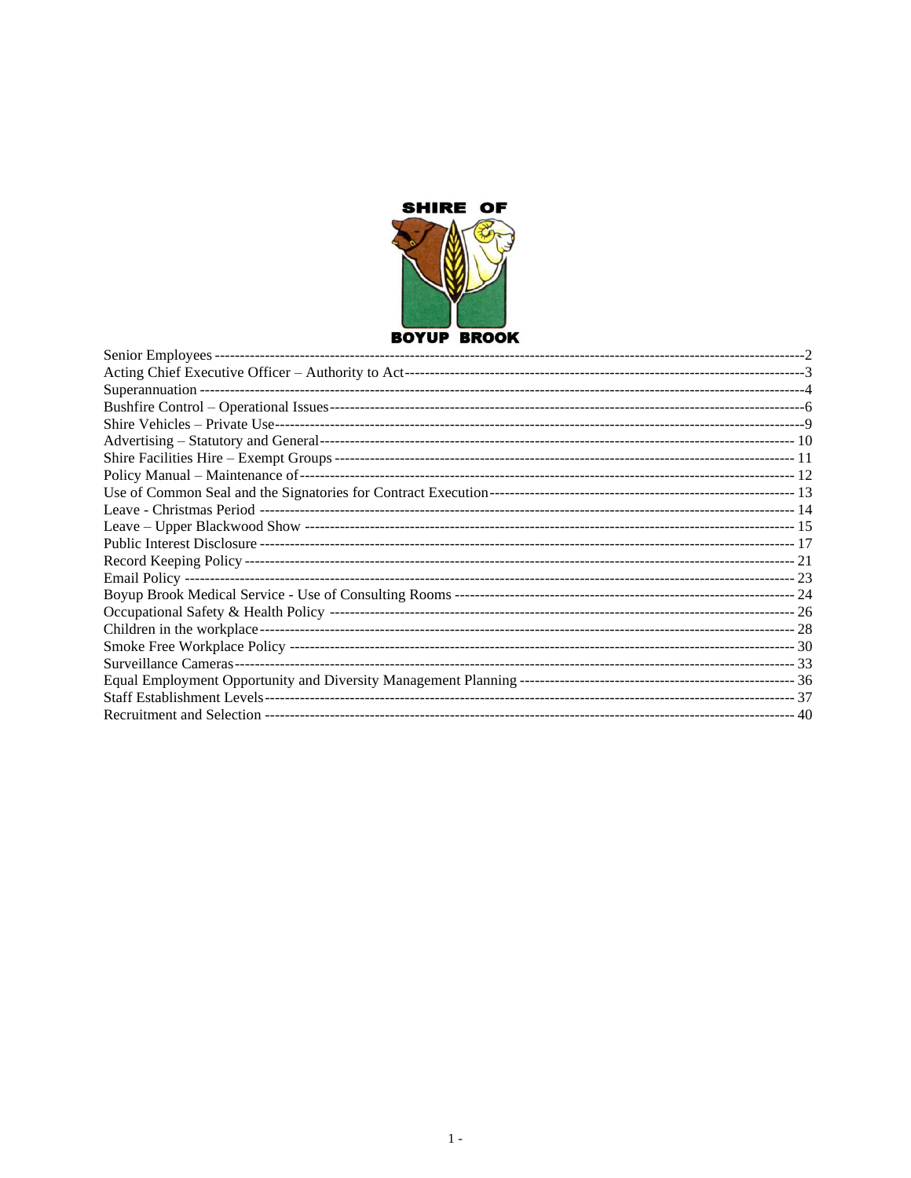SHIRE OF

BOYUP BROOK

- Senior Employees ---------------------------------------------------------------------------------------------------2
- Acting Chief Executive Officer – Authority to Act-------------------------------------------------------------------------3
- Superannuation ---------------------------------------------------------------------------------------------------------4
- Bushfire Control – Operational Issues--------------------------------------------------------------------------------------6
- Shire Vehicles – Private Use-----------------------------------------------------------------------------------------------9
- Advertising – Statutory and General--------------------------------------------------------------------------------------- 10
- Shire Facilities Hire – Exempt Groups ----------------------------------------------------------------------------------- 11
- Policy Manual – Maintenance of-------------------------------------------------------------------------------------------- 12
- Use of Common Seal and the Signatories for Contract Execution------------------------------------------------------------ 13
- Leave - Christmas Period ---------------------------------------------------------------------------------------------------- 14
- Leave – Upper Blackwood Show ----------------------------------------------------------------------------------------------- 15
- Public Interest Disclosure ----------------------------------------------------------------------------------------------------- 17
- Record Keeping Policy --------------------------------------------------------------------------------------------------------- 21
- Email Policy ------------------------------------------------------------------------------------------------------------------- 23
- Boyup Brook Medical Service - Use of Consulting Rooms ----------------------------------------------------------------- 24
- Occupational Safety & Health Policy ------------------------------------------------------------------------------------- 26
- Children in the workplace-------------------------------------------------------------------------------------------------- 28
- Smoke Free Workplace Policy ------------------------------------------------------------------------------------------------ 30
- Surveillance Cameras---------------------------------------------------------------------------------------------------------- 33
- Equal Employment Opportunity and Diversity Management Planning ------------------------------------------------------ 36
- Staff Establishment Levels--------------------------------------------------------------------------------------------------- 37
- Recruitment and Selection ---------------------------------------------------------------------------------------------------- 40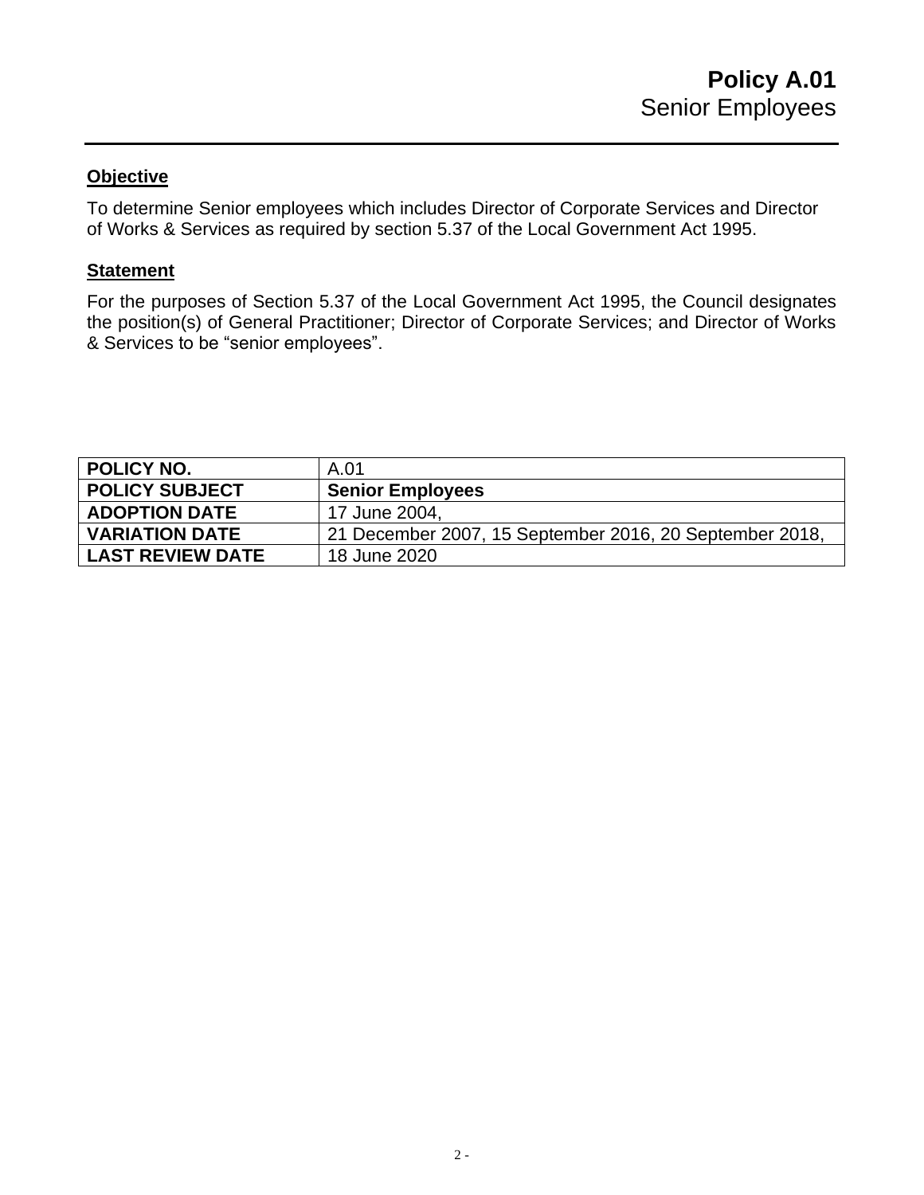# Policy A.01
Senior Employees

## Objective

To determine Senior employees which includes Director of Corporate Services and Director of Works & Services as required by section 5.37 of the Local Government Act 1995.

## Statement

For the purposes of Section 5.37 of the Local Government Act 1995, the Council designates the position(s) of General Practitioner; Director of Corporate Services; and Director of Works & Services to be "senior employees".

| **POLICY NO.** | A.01 |
|---|---|
| **POLICY SUBJECT** | **Senior Employees** |
| **ADOPTION DATE** | 17 June 2004, |
| **VARIATION DATE** | 21 December 2007, 15 September 2016, 20 September 2018, |
| **LAST REVIEW DATE** | 18 June 2020 |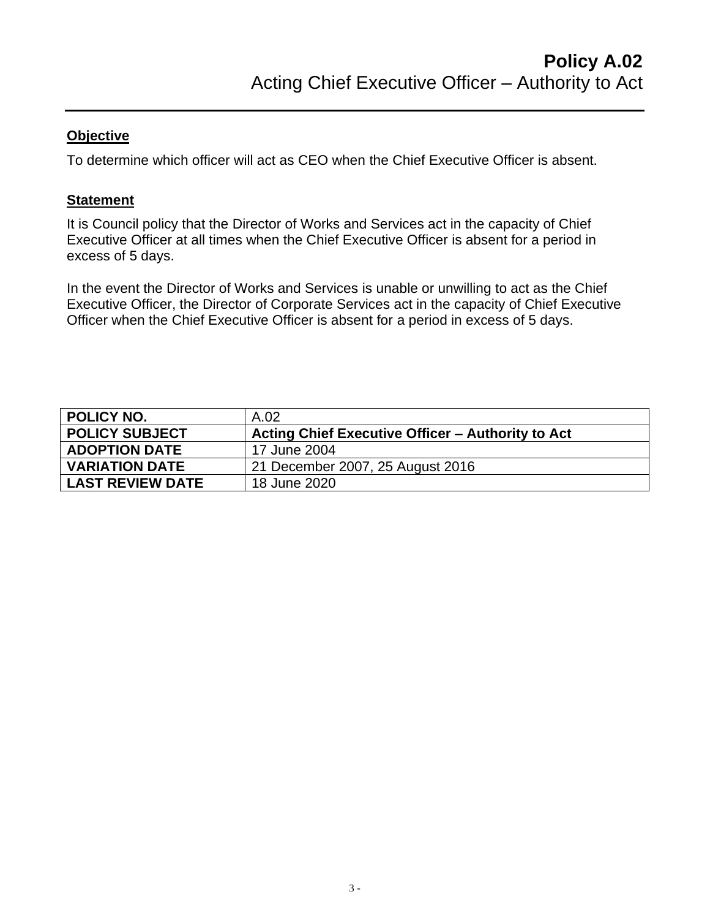# Policy A.02
## Acting Chief Executive Officer – Authority to Act

---

### Objective

To determine which officer will act as CEO when the Chief Executive Officer is absent.

### Statement

It is Council policy that the Director of Works and Services act in the capacity of Chief Executive Officer at all times when the Chief Executive Officer is absent for a period in excess of 5 days.

In the event the Director of Works and Services is unable or unwilling to act as the Chief Executive Officer, the Director of Corporate Services act in the capacity of Chief Executive Officer when the Chief Executive Officer is absent for a period in excess of 5 days.

| **POLICY NO.** | A.02 |
|---|---|
| **POLICY SUBJECT** | **Acting Chief Executive Officer – Authority to Act** |
| **ADOPTION DATE** | 17 June 2004 |
| **VARIATION DATE** | 21 December 2007, 25 August 2016 |
| **LAST REVIEW DATE** | 18 June 2020 |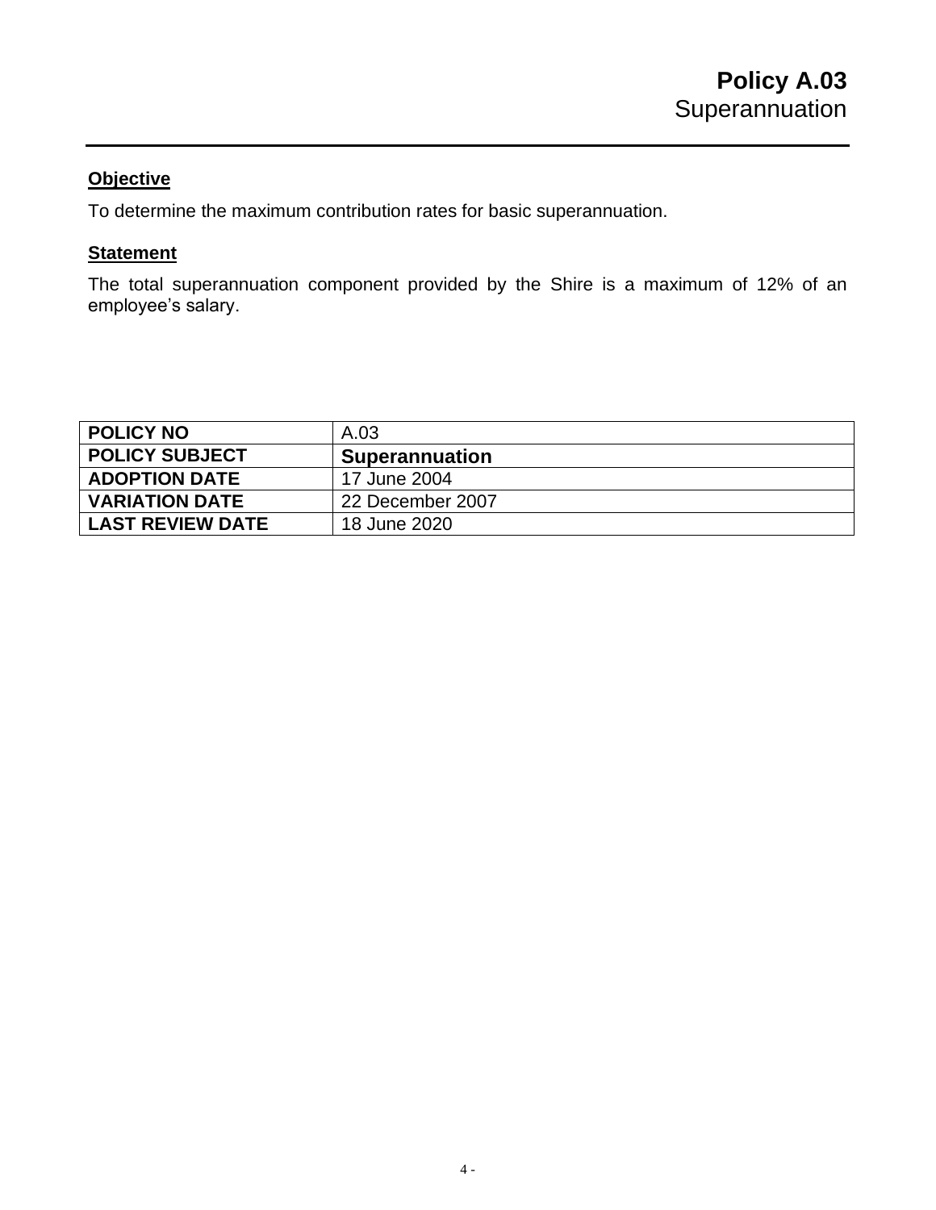# Policy A.03
## Superannuation

**Objective**

To determine the maximum contribution rates for basic superannuation.

**Statement**

The total superannuation component provided by the Shire is a maximum of 12% of an employee's salary.

| **POLICY NO** | A.03 |
| --- | --- |
| **POLICY SUBJECT** | **Superannuation** |
| **ADOPTION DATE** | 17 June 2004 |
| **VARIATION DATE** | 22 December 2007 |
| **LAST REVIEW DATE** | 18 June 2020 |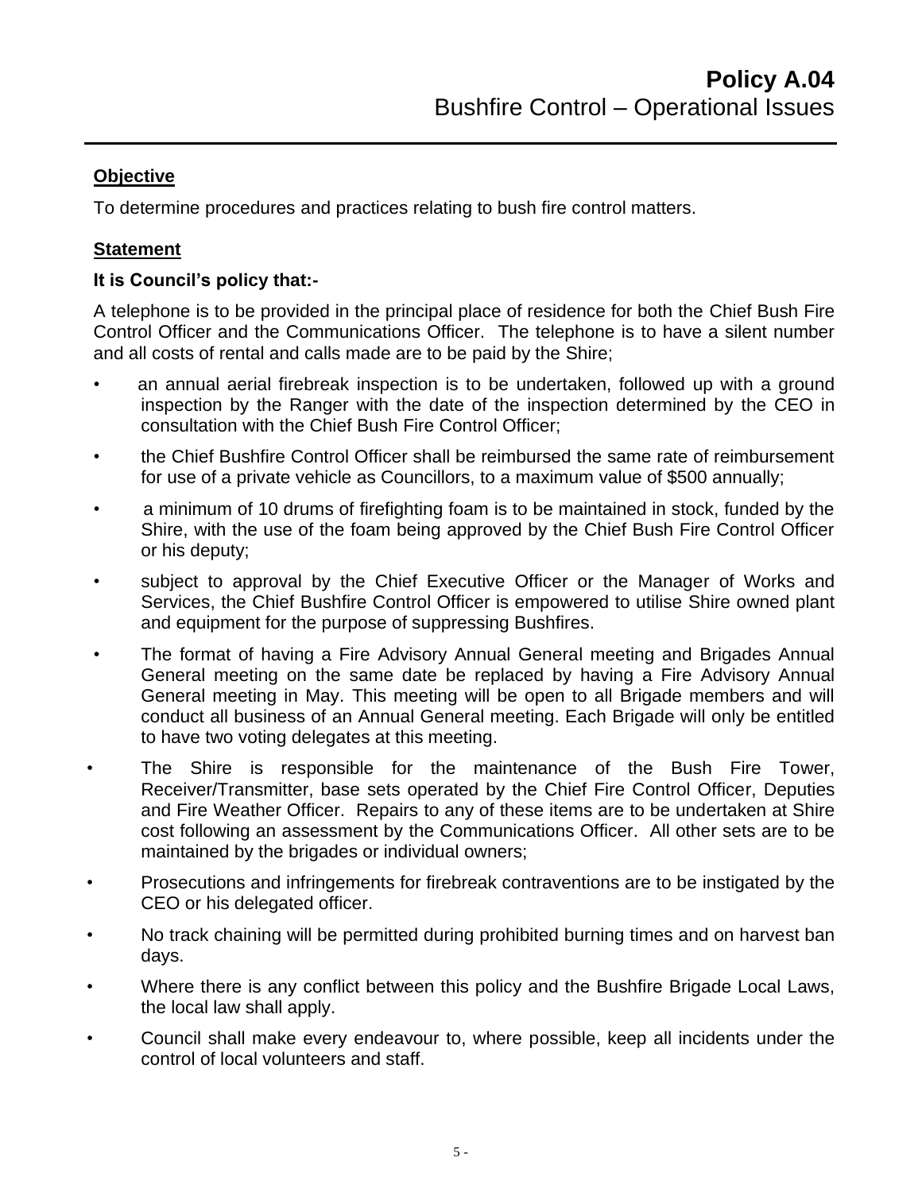# Policy A.04
## Bushfire Control – Operational Issues

### Objective

To determine procedures and practices relating to bush fire control matters.

### Statement

**It is Council's policy that:-**

A telephone is to be provided in the principal place of residence for both the Chief Bush Fire Control Officer and the Communications Officer. The telephone is to have a silent number and all costs of rental and calls made are to be paid by the Shire;

- an annual aerial firebreak inspection is to be undertaken, followed up with a ground inspection by the Ranger with the date of the inspection determined by the CEO in consultation with the Chief Bush Fire Control Officer;
- the Chief Bushfire Control Officer shall be reimbursed the same rate of reimbursement for use of a private vehicle as Councillors, to a maximum value of $500 annually;
- a minimum of 10 drums of firefighting foam is to be maintained in stock, funded by the Shire, with the use of the foam being approved by the Chief Bush Fire Control Officer or his deputy;
- subject to approval by the Chief Executive Officer or the Manager of Works and Services, the Chief Bushfire Control Officer is empowered to utilise Shire owned plant and equipment for the purpose of suppressing Bushfires.
- The format of having a Fire Advisory Annual General meeting and Brigades Annual General meeting on the same date be replaced by having a Fire Advisory Annual General meeting in May. This meeting will be open to all Brigade members and will conduct all business of an Annual General meeting. Each Brigade will only be entitled to have two voting delegates at this meeting.
- The Shire is responsible for the maintenance of the Bush Fire Tower, Receiver/Transmitter, base sets operated by the Chief Fire Control Officer, Deputies and Fire Weather Officer. Repairs to any of these items are to be undertaken at Shire cost following an assessment by the Communications Officer. All other sets are to be maintained by the brigades or individual owners;
- Prosecutions and infringements for firebreak contraventions are to be instigated by the CEO or his delegated officer.
- No track chaining will be permitted during prohibited burning times and on harvest ban days.
- Where there is any conflict between this policy and the Bushfire Brigade Local Laws, the local law shall apply.
- Council shall make every endeavour to, where possible, keep all incidents under the control of local volunteers and staff.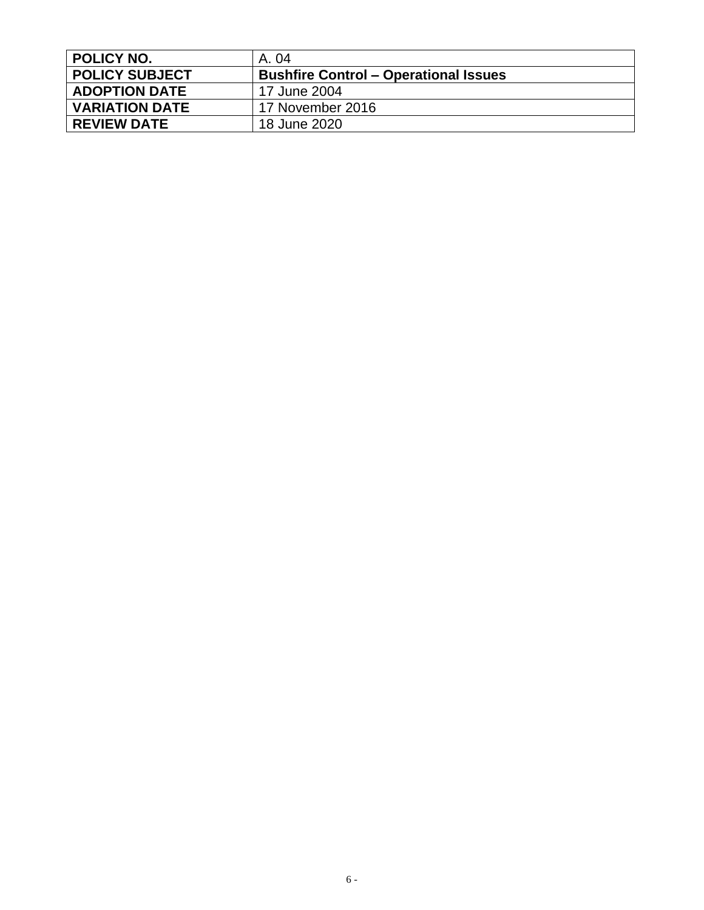| **POLICY NO.** | A. 04 |
| --- | --- |
| **POLICY SUBJECT** | **Bushfire Control – Operational Issues** |
| **ADOPTION DATE** | 17 June 2004 |
| **VARIATION DATE** | 17 November 2016 |
| **REVIEW DATE** | 18 June 2020 |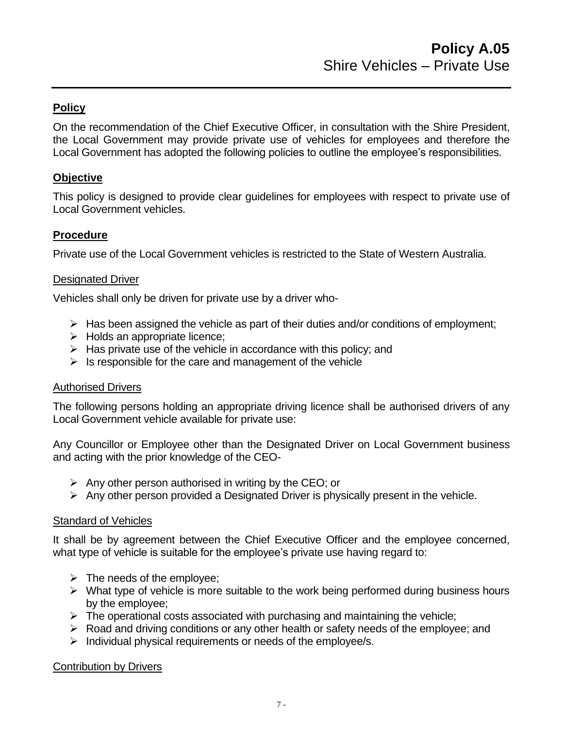# Policy A.05
## Shire Vehicles – Private Use

### Policy

On the recommendation of the Chief Executive Officer, in consultation with the Shire President, the Local Government may provide private use of vehicles for employees and therefore the Local Government has adopted the following policies to outline the employee's responsibilities.

### Objective

This policy is designed to provide clear guidelines for employees with respect to private use of Local Government vehicles.

### Procedure

Private use of the Local Government vehicles is restricted to the State of Western Australia.

#### Designated Driver

Vehicles shall only be driven for private use by a driver who-

- Has been assigned the vehicle as part of their duties and/or conditions of employment;
- Holds an appropriate licence;
- Has private use of the vehicle in accordance with this policy; and
- Is responsible for the care and management of the vehicle

#### Authorised Drivers

The following persons holding an appropriate driving licence shall be authorised drivers of any Local Government vehicle available for private use:

Any Councillor or Employee other than the Designated Driver on Local Government business and acting with the prior knowledge of the CEO-

- Any other person authorised in writing by the CEO; or
- Any other person provided a Designated Driver is physically present in the vehicle.

#### Standard of Vehicles

It shall be by agreement between the Chief Executive Officer and the employee concerned, what type of vehicle is suitable for the employee's private use having regard to:

- The needs of the employee;
- What type of vehicle is more suitable to the work being performed during business hours by the employee;
- The operational costs associated with purchasing and maintaining the vehicle;
- Road and driving conditions or any other health or safety needs of the employee; and
- Individual physical requirements or needs of the employee/s.

#### Contribution by Drivers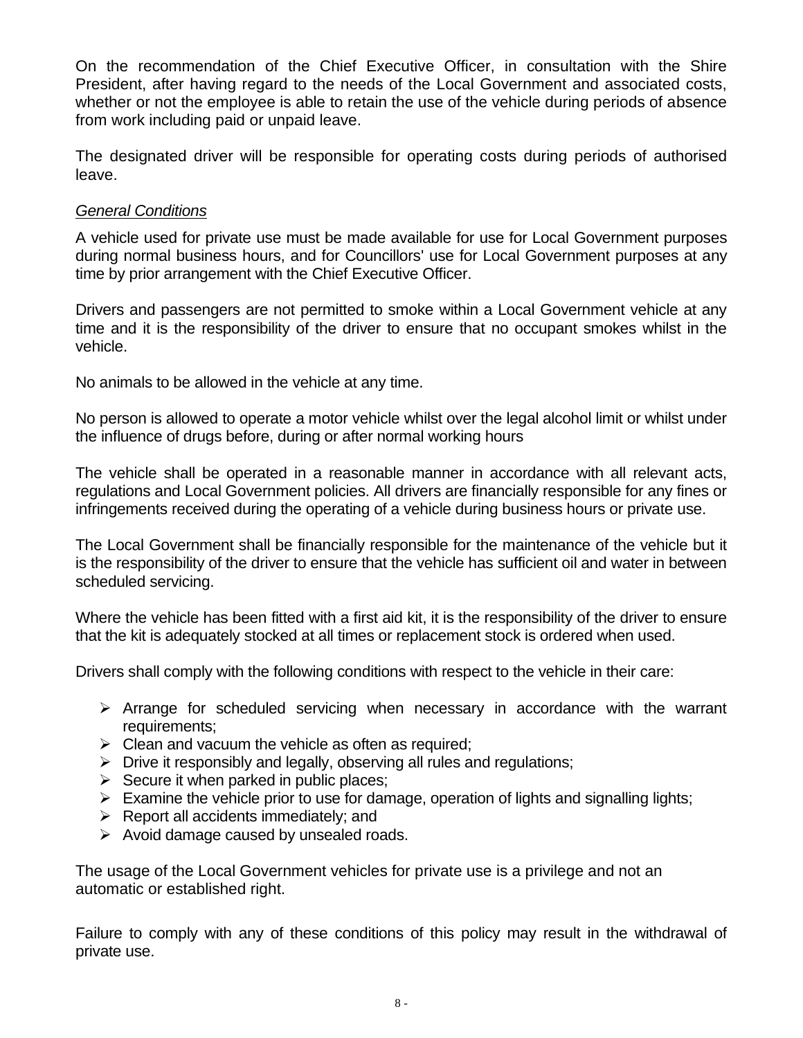On the recommendation of the Chief Executive Officer, in consultation with the Shire President, after having regard to the needs of the Local Government and associated costs, whether or not the employee is able to retain the use of the vehicle during periods of absence from work including paid or unpaid leave.

The designated driver will be responsible for operating costs during periods of authorised leave.

*General Conditions*

A vehicle used for private use must be made available for use for Local Government purposes during normal business hours, and for Councillors' use for Local Government purposes at any time by prior arrangement with the Chief Executive Officer.

Drivers and passengers are not permitted to smoke within a Local Government vehicle at any time and it is the responsibility of the driver to ensure that no occupant smokes whilst in the vehicle.

No animals to be allowed in the vehicle at any time.

No person is allowed to operate a motor vehicle whilst over the legal alcohol limit or whilst under the influence of drugs before, during or after normal working hours

The vehicle shall be operated in a reasonable manner in accordance with all relevant acts, regulations and Local Government policies. All drivers are financially responsible for any fines or infringements received during the operating of a vehicle during business hours or private use.

The Local Government shall be financially responsible for the maintenance of the vehicle but it is the responsibility of the driver to ensure that the vehicle has sufficient oil and water in between scheduled servicing.

Where the vehicle has been fitted with a first aid kit, it is the responsibility of the driver to ensure that the kit is adequately stocked at all times or replacement stock is ordered when used.

Drivers shall comply with the following conditions with respect to the vehicle in their care:

- Arrange for scheduled servicing when necessary in accordance with the warrant requirements;
- Clean and vacuum the vehicle as often as required;
- Drive it responsibly and legally, observing all rules and regulations;
- Secure it when parked in public places;
- Examine the vehicle prior to use for damage, operation of lights and signalling lights;
- Report all accidents immediately; and
- Avoid damage caused by unsealed roads.

The usage of the Local Government vehicles for private use is a privilege and not an automatic or established right.

Failure to comply with any of these conditions of this policy may result in the withdrawal of private use.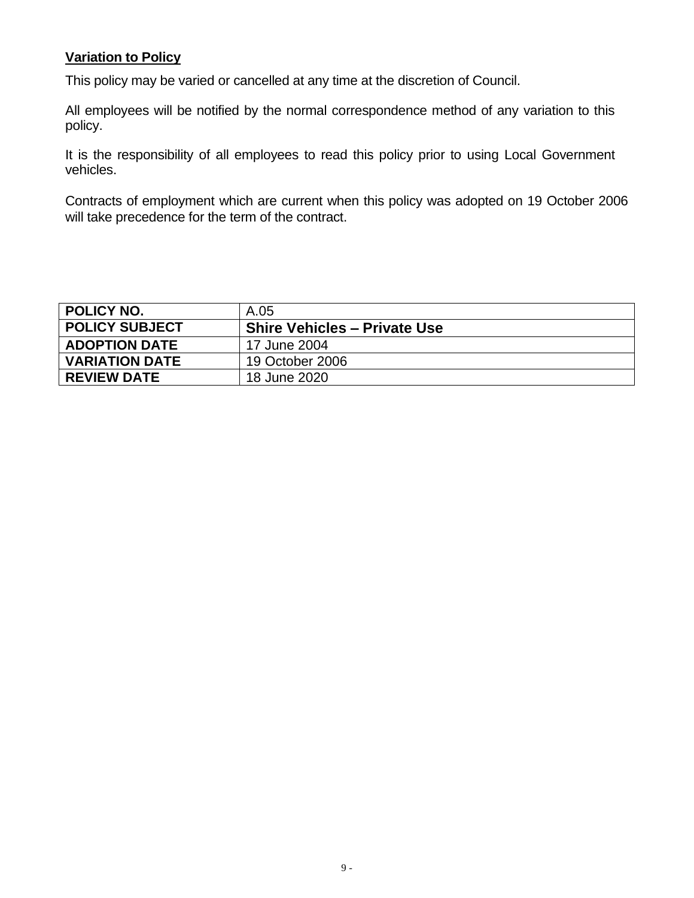**Variation to Policy**

This policy may be varied or cancelled at any time at the discretion of Council.

All employees will be notified by the normal correspondence method of any variation to this policy.

It is the responsibility of all employees to read this policy prior to using Local Government vehicles.

Contracts of employment which are current when this policy was adopted on 19 October 2006 will take precedence for the term of the contract.

| **POLICY NO.** | A.05 |
|---|---|
| **POLICY SUBJECT** | **Shire Vehicles – Private Use** |
| **ADOPTION DATE** | 17 June 2004 |
| **VARIATION DATE** | 19 October 2006 |
| **REVIEW DATE** | 18 June 2020 |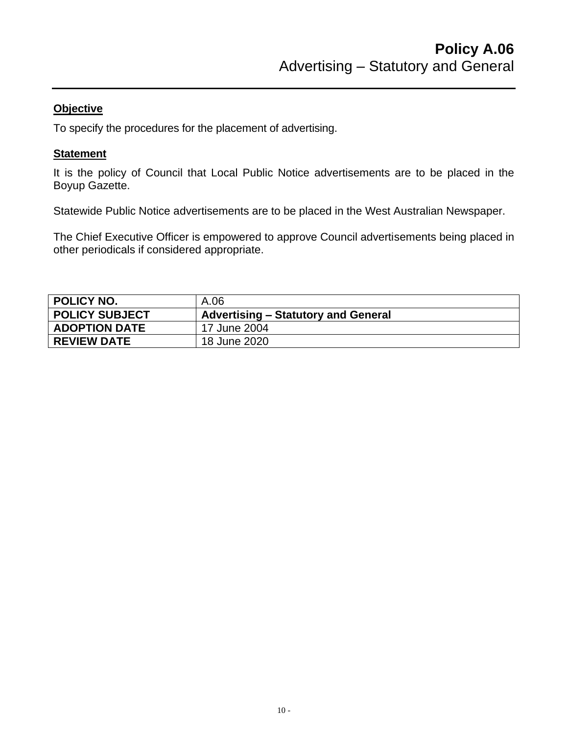# Policy A.06
## Advertising – Statutory and General

**Objective**

To specify the procedures for the placement of advertising.

**Statement**

It is the policy of Council that Local Public Notice advertisements are to be placed in the Boyup Gazette.

Statewide Public Notice advertisements are to be placed in the West Australian Newspaper.

The Chief Executive Officer is empowered to approve Council advertisements being placed in other periodicals if considered appropriate.

| **POLICY NO.** | A.06 |
|---|---|
| **POLICY SUBJECT** | **Advertising – Statutory and General** |
| **ADOPTION DATE** | 17 June 2004 |
| **REVIEW DATE** | 18 June 2020 |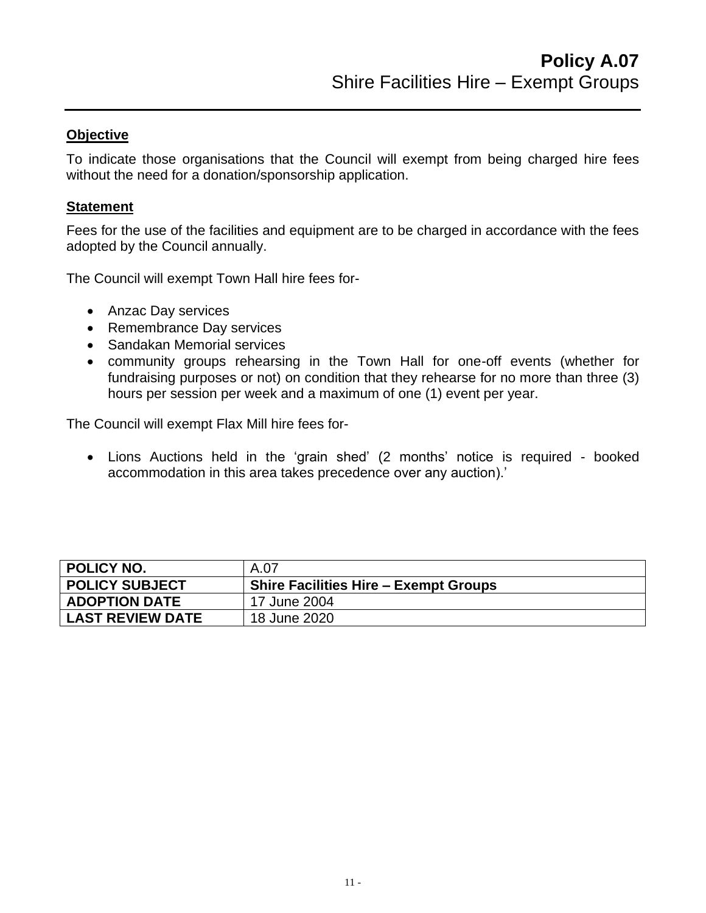# Policy A.07
## Shire Facilities Hire – Exempt Groups

---

### **Objective**

To indicate those organisations that the Council will exempt from being charged hire fees without the need for a donation/sponsorship application.

### **Statement**

Fees for the use of the facilities and equipment are to be charged in accordance with the fees adopted by the Council annually.

The Council will exempt Town Hall hire fees for-

- Anzac Day services
- Remembrance Day services
- Sandakan Memorial services
- community groups rehearsing in the Town Hall for one-off events (whether for fundraising purposes or not) on condition that they rehearse for no more than three (3) hours per session per week and a maximum of one (1) event per year.

The Council will exempt Flax Mill hire fees for-

- Lions Auctions held in the 'grain shed' (2 months' notice is required - booked accommodation in this area takes precedence over any auction).'

| POLICY NO. | A.07 |
|---|---|
| **POLICY SUBJECT** | **Shire Facilities Hire – Exempt Groups** |
| **ADOPTION DATE** | 17 June 2004 |
| **LAST REVIEW DATE** | 18 June 2020 |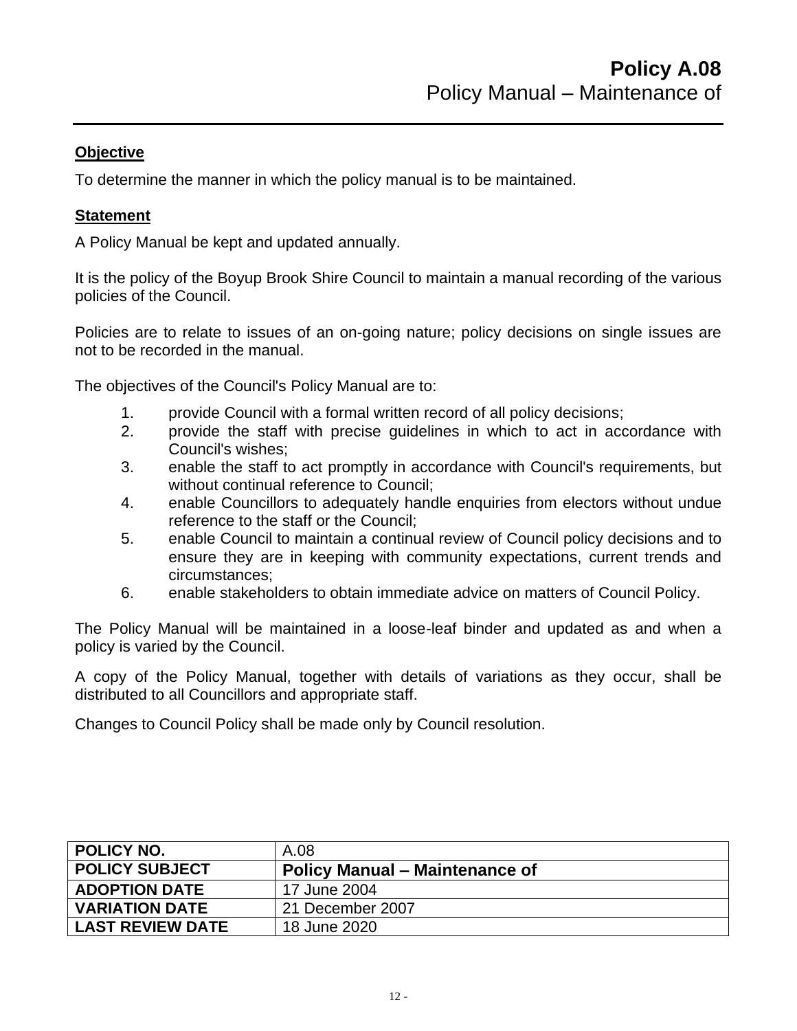# Policy A.08
## Policy Manual – Maintenance of

---

**Objective**

To determine the manner in which the policy manual is to be maintained.

**Statement**

A Policy Manual be kept and updated annually.

It is the policy of the Boyup Brook Shire Council to maintain a manual recording of the various policies of the Council.

Policies are to relate to issues of an on-going nature; policy decisions on single issues are not to be recorded in the manual.

The objectives of the Council's Policy Manual are to:

1. provide Council with a formal written record of all policy decisions;
2. provide the staff with precise guidelines in which to act in accordance with Council's wishes;
3. enable the staff to act promptly in accordance with Council's requirements, but without continual reference to Council;
4. enable Councillors to adequately handle enquiries from electors without undue reference to the staff or the Council;
5. enable Council to maintain a continual review of Council policy decisions and to ensure they are in keeping with community expectations, current trends and circumstances;
6. enable stakeholders to obtain immediate advice on matters of Council Policy.

The Policy Manual will be maintained in a loose-leaf binder and updated as and when a policy is varied by the Council.

A copy of the Policy Manual, together with details of variations as they occur, shall be distributed to all Councillors and appropriate staff.

Changes to Council Policy shall be made only by Council resolution.

| | |
|---|---|
| **POLICY NO.** | A.08 |
| **POLICY SUBJECT** | **Policy Manual – Maintenance of** |
| **ADOPTION DATE** | 17 June 2004 |
| **VARIATION DATE** | 21 December 2007 |
| **LAST REVIEW DATE** | 18 June 2020 |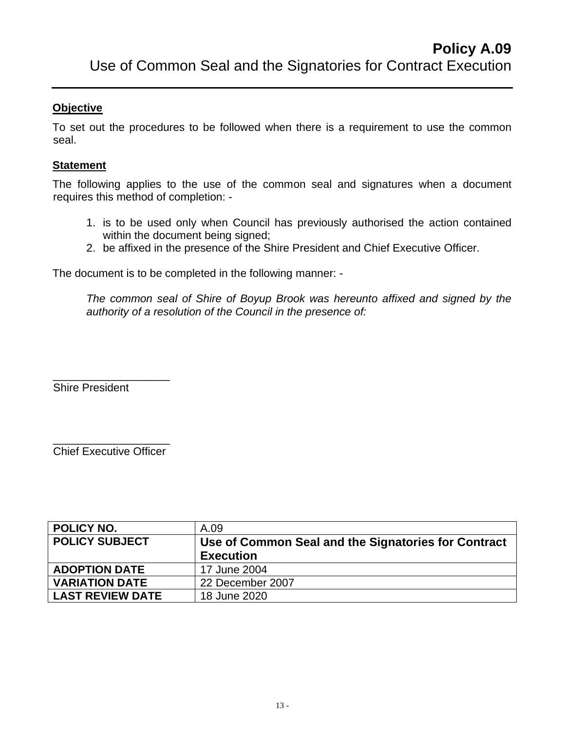# **Policy A.09**
Use of Common Seal and the Signatories for Contract Execution

---

**<u>Objective</u>**

To set out the procedures to be followed when there is a requirement to use the common seal.

**<u>Statement</u>**

The following applies to the use of the common seal and signatures when a document requires this method of completion: -

1. is to be used only when Council has previously authorised the action contained within the document being signed;
2. be affixed in the presence of the Shire President and Chief Executive Officer.

The document is to be completed in the following manner: -

*The common seal of Shire of Boyup Brook was hereunto affixed and signed by the authority of a resolution of the Council in the presence of:*

\_\_\_\_\_\_\_\_\_\_\_\_\_\_\_\_\_\_\_\_
Shire President

\_\_\_\_\_\_\_\_\_\_\_\_\_\_\_\_\_\_\_\_
Chief Executive Officer

| **POLICY NO.** | A.09 |
|---|---|
| **POLICY SUBJECT** | **Use of Common Seal and the Signatories for Contract Execution** |
| **ADOPTION DATE** | 17 June 2004 |
| **VARIATION DATE** | 22 December 2007 |
| **LAST REVIEW DATE** | 18 June 2020 |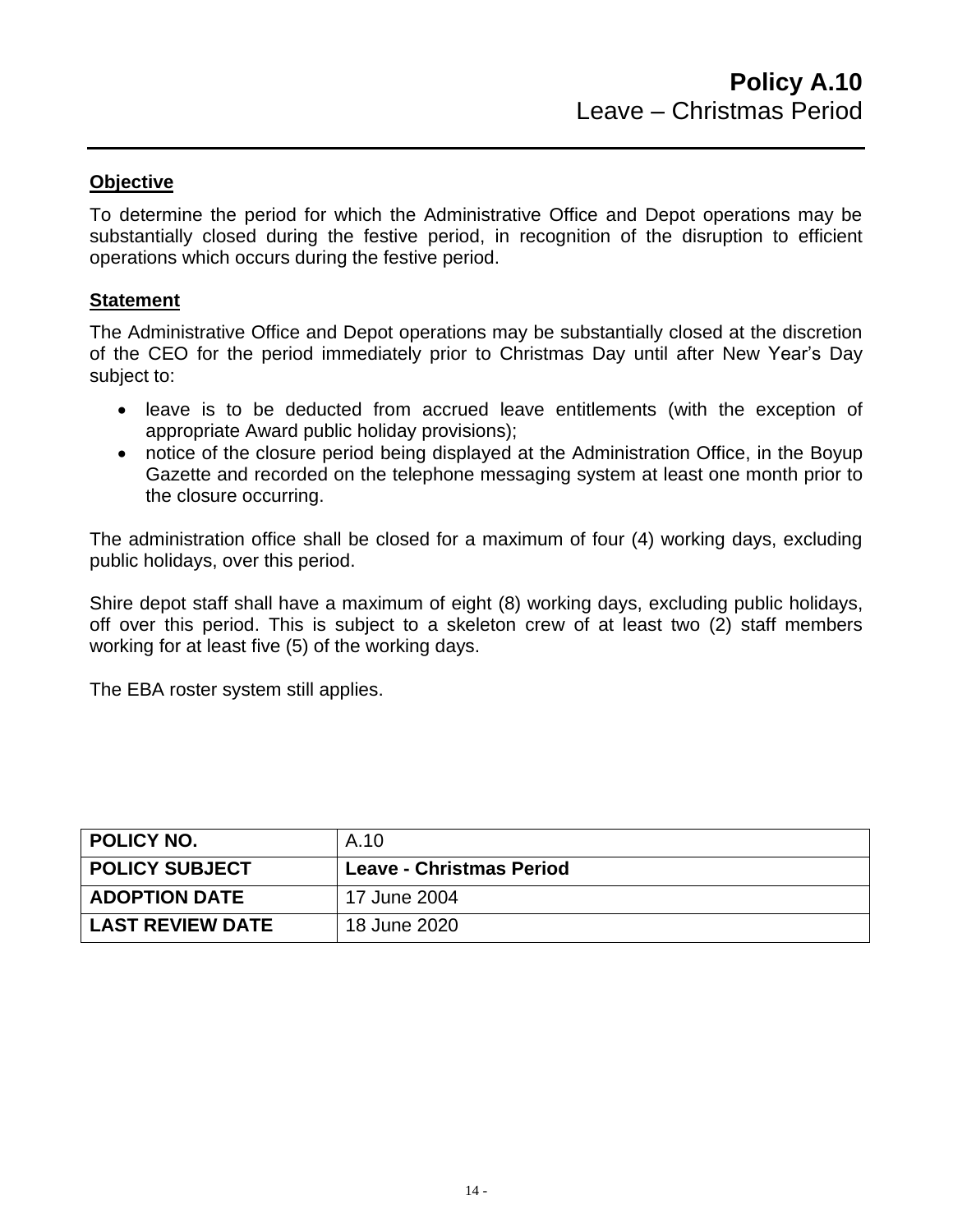# Policy A.10
## Leave – Christmas Period

### Objective

To determine the period for which the Administrative Office and Depot operations may be substantially closed during the festive period, in recognition of the disruption to efficient operations which occurs during the festive period.

### Statement

The Administrative Office and Depot operations may be substantially closed at the discretion of the CEO for the period immediately prior to Christmas Day until after New Year's Day subject to:

- leave is to be deducted from accrued leave entitlements (with the exception of appropriate Award public holiday provisions);
- notice of the closure period being displayed at the Administration Office, in the Boyup Gazette and recorded on the telephone messaging system at least one month prior to the closure occurring.

The administration office shall be closed for a maximum of four (4) working days, excluding public holidays, over this period.

Shire depot staff shall have a maximum of eight (8) working days, excluding public holidays, off over this period. This is subject to a skeleton crew of at least two (2) staff members working for at least five (5) of the working days.

The EBA roster system still applies.

| **POLICY NO.** | A.10 |
|---|---|
| **POLICY SUBJECT** | **Leave - Christmas Period** |
| **ADOPTION DATE** | 17 June 2004 |
| **LAST REVIEW DATE** | 18 June 2020 |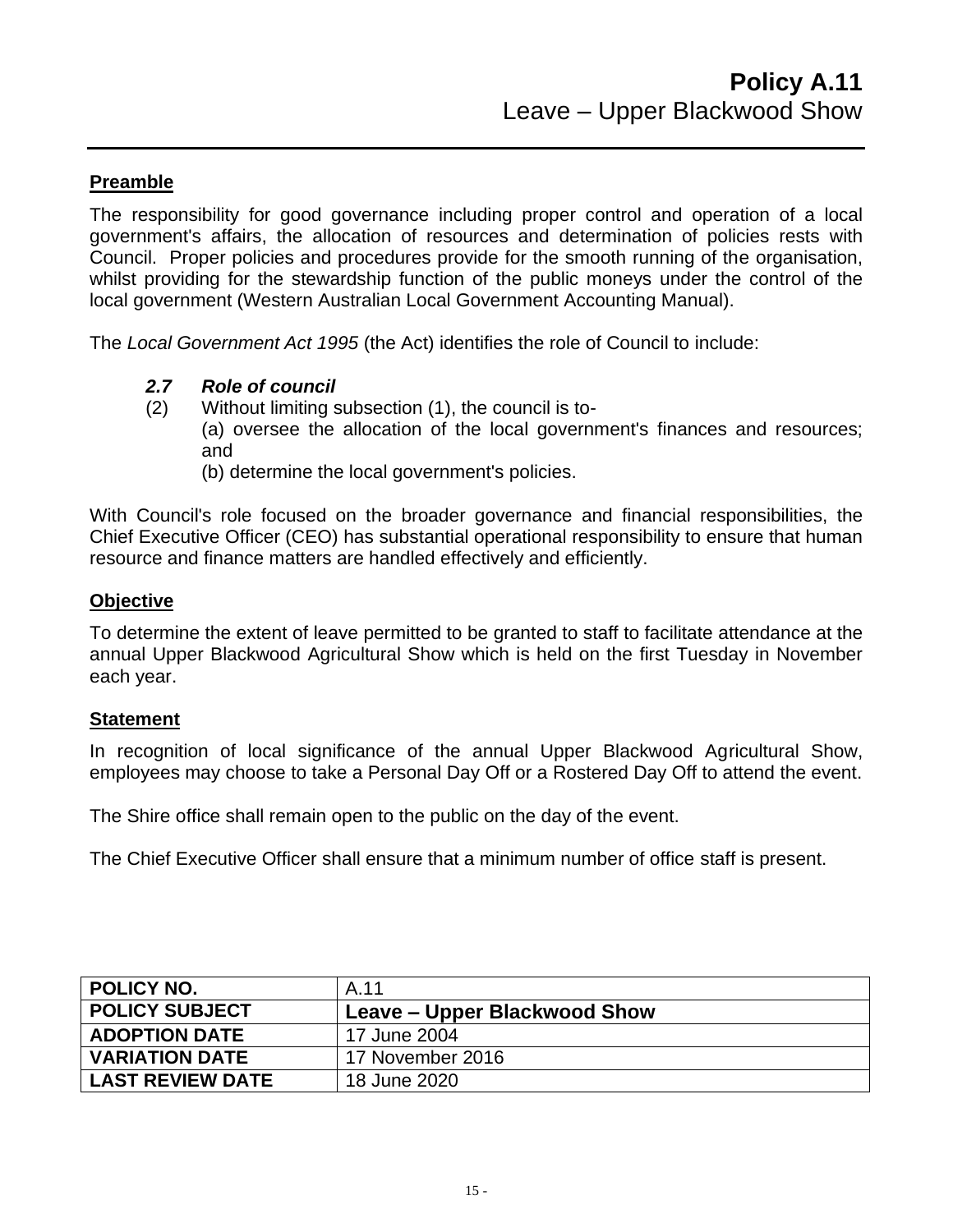# Policy A.11
## Leave – Upper Blackwood Show

---

### Preamble

The responsibility for good governance including proper control and operation of a local government's affairs, the allocation of resources and determination of policies rests with Council. Proper policies and procedures provide for the smooth running of the organisation, whilst providing for the stewardship function of the public moneys under the control of the local government (Western Australian Local Government Accounting Manual).

The *Local Government Act 1995* (the Act) identifies the role of Council to include:

> ***2.7 Role of council***
>
> (2) Without limiting subsection (1), the council is to-
>
> (a) oversee the allocation of the local government's finances and resources; and
>
> (b) determine the local government's policies.

With Council's role focused on the broader governance and financial responsibilities, the Chief Executive Officer (CEO) has substantial operational responsibility to ensure that human resource and finance matters are handled effectively and efficiently.

### Objective

To determine the extent of leave permitted to be granted to staff to facilitate attendance at the annual Upper Blackwood Agricultural Show which is held on the first Tuesday in November each year.

### Statement

In recognition of local significance of the annual Upper Blackwood Agricultural Show, employees may choose to take a Personal Day Off or a Rostered Day Off to attend the event.

The Shire office shall remain open to the public on the day of the event.

The Chief Executive Officer shall ensure that a minimum number of office staff is present.

| | |
|---|---|
| **POLICY NO.** | A.11 |
| **POLICY SUBJECT** | **Leave – Upper Blackwood Show** |
| **ADOPTION DATE** | 17 June 2004 |
| **VARIATION DATE** | 17 November 2016 |
| **LAST REVIEW DATE** | 18 June 2020 |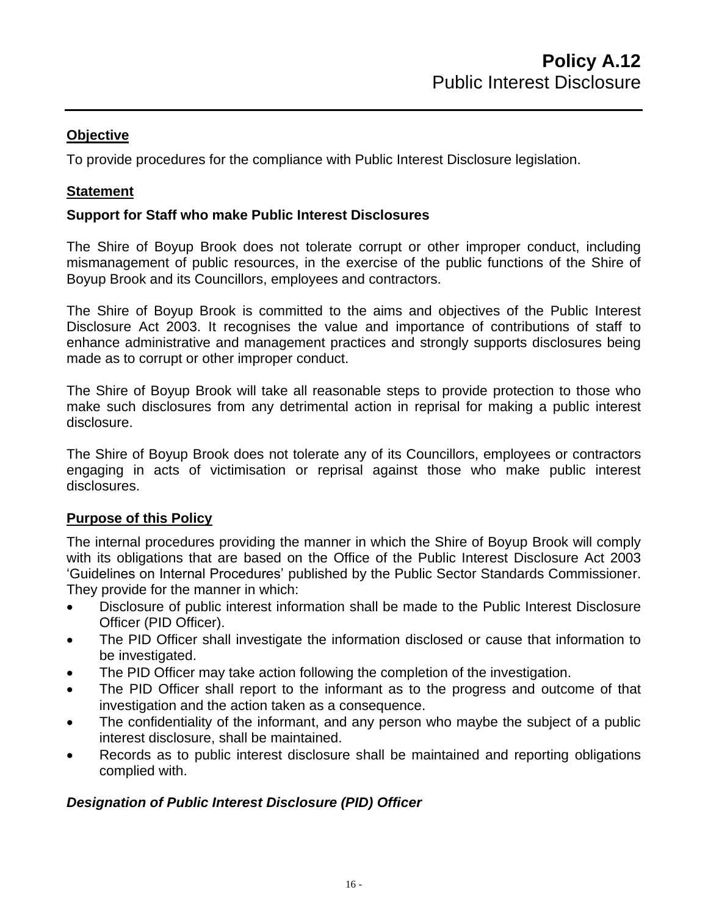# Policy A.12
## Public Interest Disclosure

---

**<u>Objective</u>**

To provide procedures for the compliance with Public Interest Disclosure legislation.

**<u>Statement</u>**

**Support for Staff who make Public Interest Disclosures**

The Shire of Boyup Brook does not tolerate corrupt or other improper conduct, including mismanagement of public resources, in the exercise of the public functions of the Shire of Boyup Brook and its Councillors, employees and contractors.

The Shire of Boyup Brook is committed to the aims and objectives of the Public Interest Disclosure Act 2003. It recognises the value and importance of contributions of staff to enhance administrative and management practices and strongly supports disclosures being made as to corrupt or other improper conduct.

The Shire of Boyup Brook will take all reasonable steps to provide protection to those who make such disclosures from any detrimental action in reprisal for making a public interest disclosure.

The Shire of Boyup Brook does not tolerate any of its Councillors, employees or contractors engaging in acts of victimisation or reprisal against those who make public interest disclosures.

**<u>Purpose of this Policy</u>**

The internal procedures providing the manner in which the Shire of Boyup Brook will comply with its obligations that are based on the Office of the Public Interest Disclosure Act 2003 'Guidelines on Internal Procedures' published by the Public Sector Standards Commissioner. They provide for the manner in which:

- Disclosure of public interest information shall be made to the Public Interest Disclosure Officer (PID Officer).
- The PID Officer shall investigate the information disclosed or cause that information to be investigated.
- The PID Officer may take action following the completion of the investigation.
- The PID Officer shall report to the informant as to the progress and outcome of that investigation and the action taken as a consequence.
- The confidentiality of the informant, and any person who maybe the subject of a public interest disclosure, shall be maintained.
- Records as to public interest disclosure shall be maintained and reporting obligations complied with.

***Designation of Public Interest Disclosure (PID) Officer***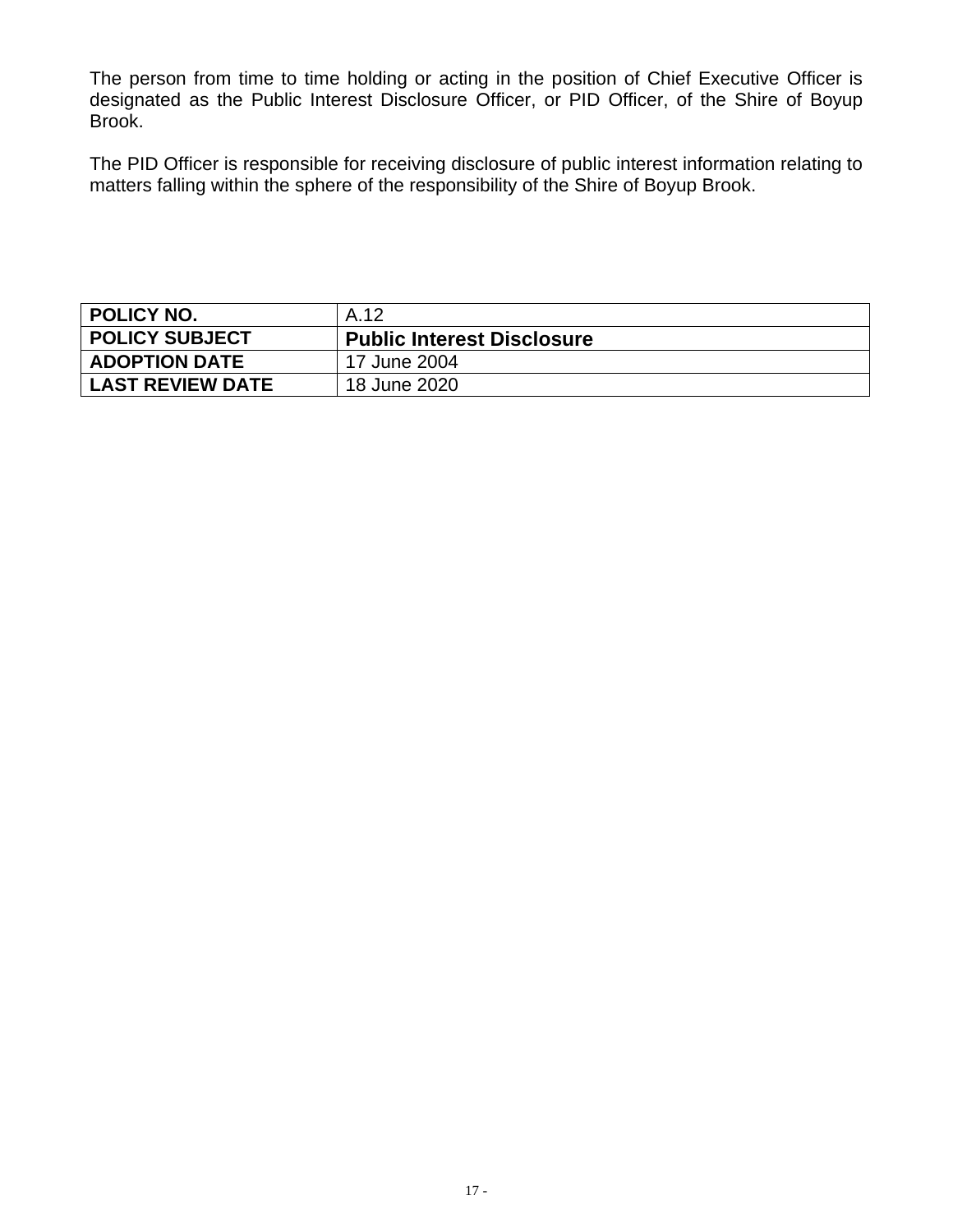The person from time to time holding or acting in the position of Chief Executive Officer is designated as the Public Interest Disclosure Officer, or PID Officer, of the Shire of Boyup Brook.

The PID Officer is responsible for receiving disclosure of public interest information relating to matters falling within the sphere of the responsibility of the Shire of Boyup Brook.

| **POLICY NO.** | A.12 |
|---|---|
| **POLICY SUBJECT** | **Public Interest Disclosure** |
| **ADOPTION DATE** | 17 June 2004 |
| **LAST REVIEW DATE** | 18 June 2020 |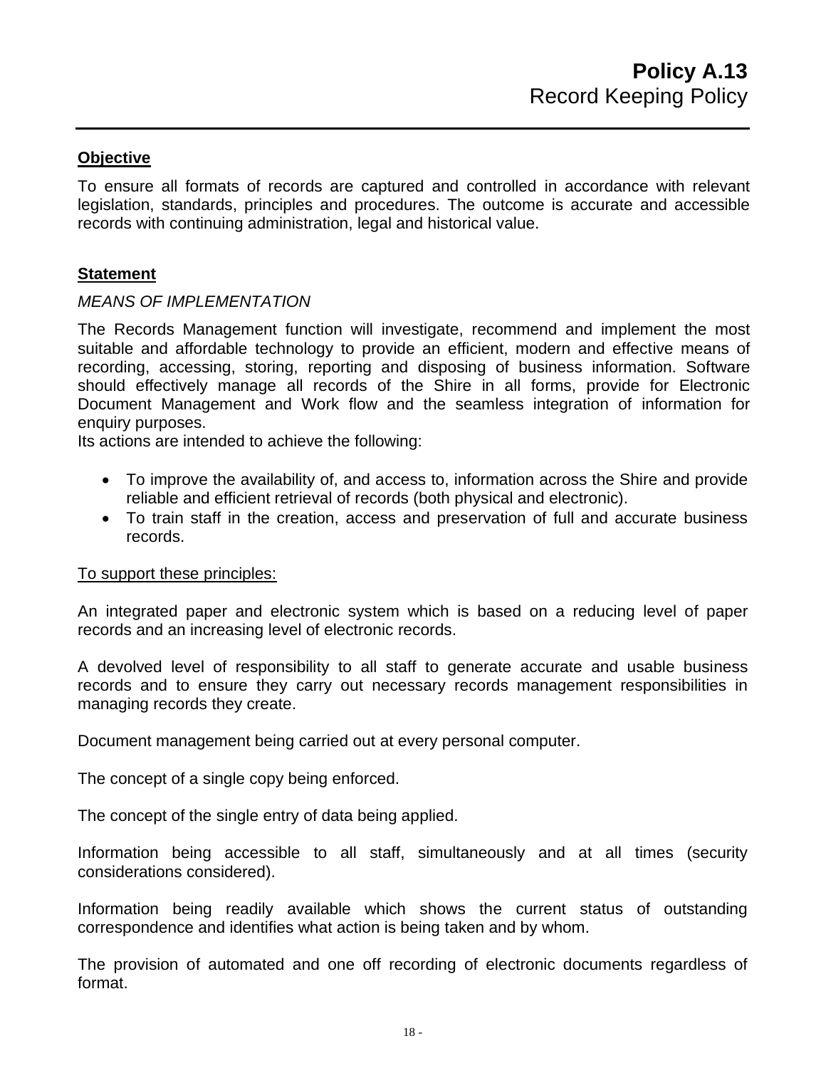# **Policy A.13**
## Record Keeping Policy

---

### **Objective**

To ensure all formats of records are captured and controlled in accordance with relevant legislation, standards, principles and procedures. The outcome is accurate and accessible records with continuing administration, legal and historical value.

### **Statement**

*MEANS OF IMPLEMENTATION*

The Records Management function will investigate, recommend and implement the most suitable and affordable technology to provide an efficient, modern and effective means of recording, accessing, storing, reporting and disposing of business information. Software should effectively manage all records of the Shire in all forms, provide for Electronic Document Management and Work flow and the seamless integration of information for enquiry purposes.
Its actions are intended to achieve the following:

- To improve the availability of, and access to, information across the Shire and provide reliable and efficient retrieval of records (both physical and electronic).
- To train staff in the creation, access and preservation of full and accurate business records.

<u>To support these principles:</u>

An integrated paper and electronic system which is based on a reducing level of paper records and an increasing level of electronic records.

A devolved level of responsibility to all staff to generate accurate and usable business records and to ensure they carry out necessary records management responsibilities in managing records they create.

Document management being carried out at every personal computer.

The concept of a single copy being enforced.

The concept of the single entry of data being applied.

Information being accessible to all staff, simultaneously and at all times (security considerations considered).

Information being readily available which shows the current status of outstanding correspondence and identifies what action is being taken and by whom.

The provision of automated and one off recording of electronic documents regardless of format.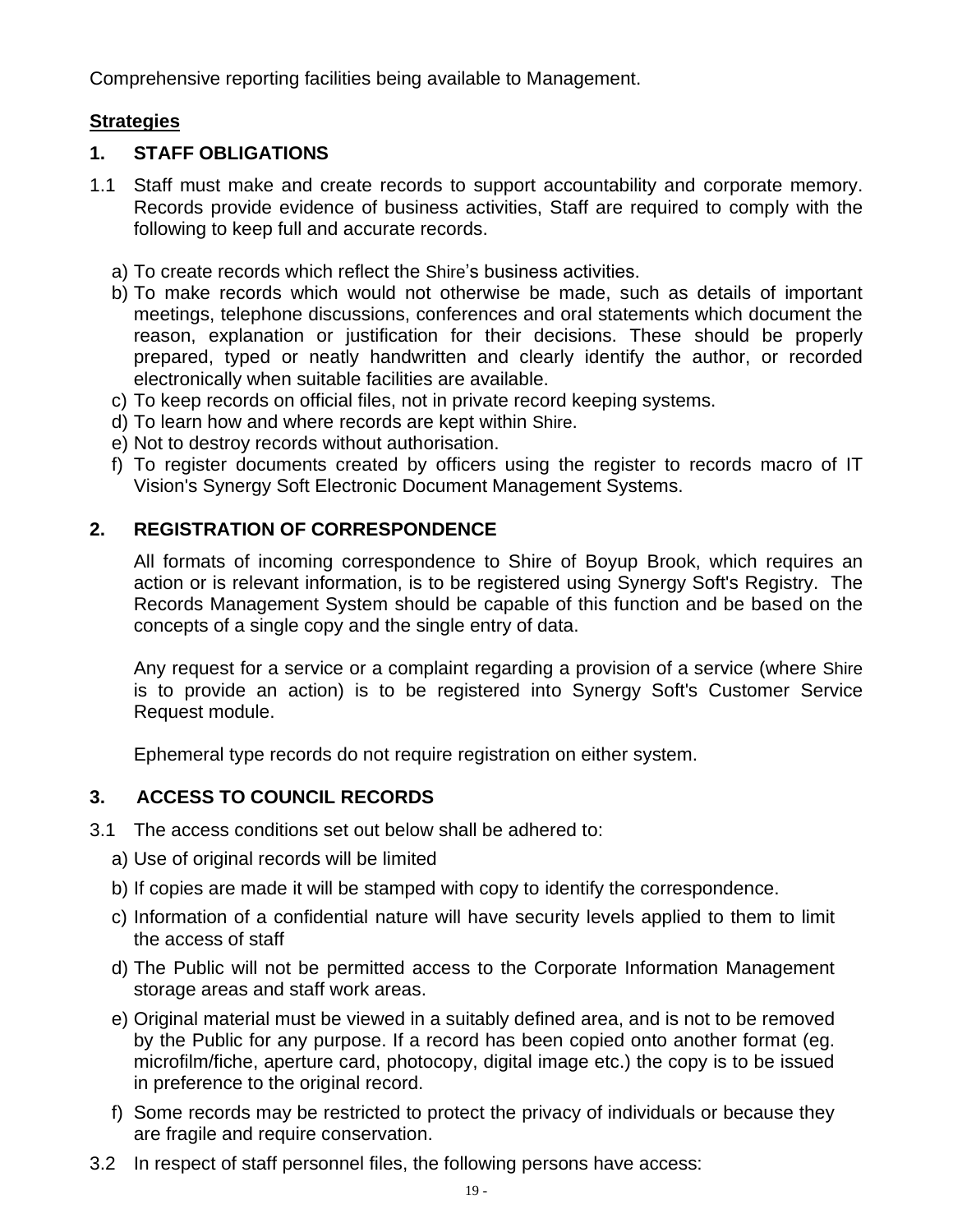Comprehensive reporting facilities being available to Management.

**Strategies**

## 1. STAFF OBLIGATIONS

1.1 Staff must make and create records to support accountability and corporate memory. Records provide evidence of business activities, Staff are required to comply with the following to keep full and accurate records.

a) To create records which reflect the Shire's business activities.
b) To make records which would not otherwise be made, such as details of important meetings, telephone discussions, conferences and oral statements which document the reason, explanation or justification for their decisions. These should be properly prepared, typed or neatly handwritten and clearly identify the author, or recorded electronically when suitable facilities are available.
c) To keep records on official files, not in private record keeping systems.
d) To learn how and where records are kept within Shire.
e) Not to destroy records without authorisation.
f) To register documents created by officers using the register to records macro of IT Vision's Synergy Soft Electronic Document Management Systems.

## 2. REGISTRATION OF CORRESPONDENCE

All formats of incoming correspondence to Shire of Boyup Brook, which requires an action or is relevant information, is to be registered using Synergy Soft's Registry. The Records Management System should be capable of this function and be based on the concepts of a single copy and the single entry of data.

Any request for a service or a complaint regarding a provision of a service (where Shire is to provide an action) is to be registered into Synergy Soft's Customer Service Request module.

Ephemeral type records do not require registration on either system.

## 3. ACCESS TO COUNCIL RECORDS

3.1 The access conditions set out below shall be adhered to:

a) Use of original records will be limited
b) If copies are made it will be stamped with copy to identify the correspondence.
c) Information of a confidential nature will have security levels applied to them to limit the access of staff
d) The Public will not be permitted access to the Corporate Information Management storage areas and staff work areas.
e) Original material must be viewed in a suitably defined area, and is not to be removed by the Public for any purpose. If a record has been copied onto another format (eg. microfilm/fiche, aperture card, photocopy, digital image etc.) the copy is to be issued in preference to the original record.
f) Some records may be restricted to protect the privacy of individuals or because they are fragile and require conservation.

3.2 In respect of staff personnel files, the following persons have access: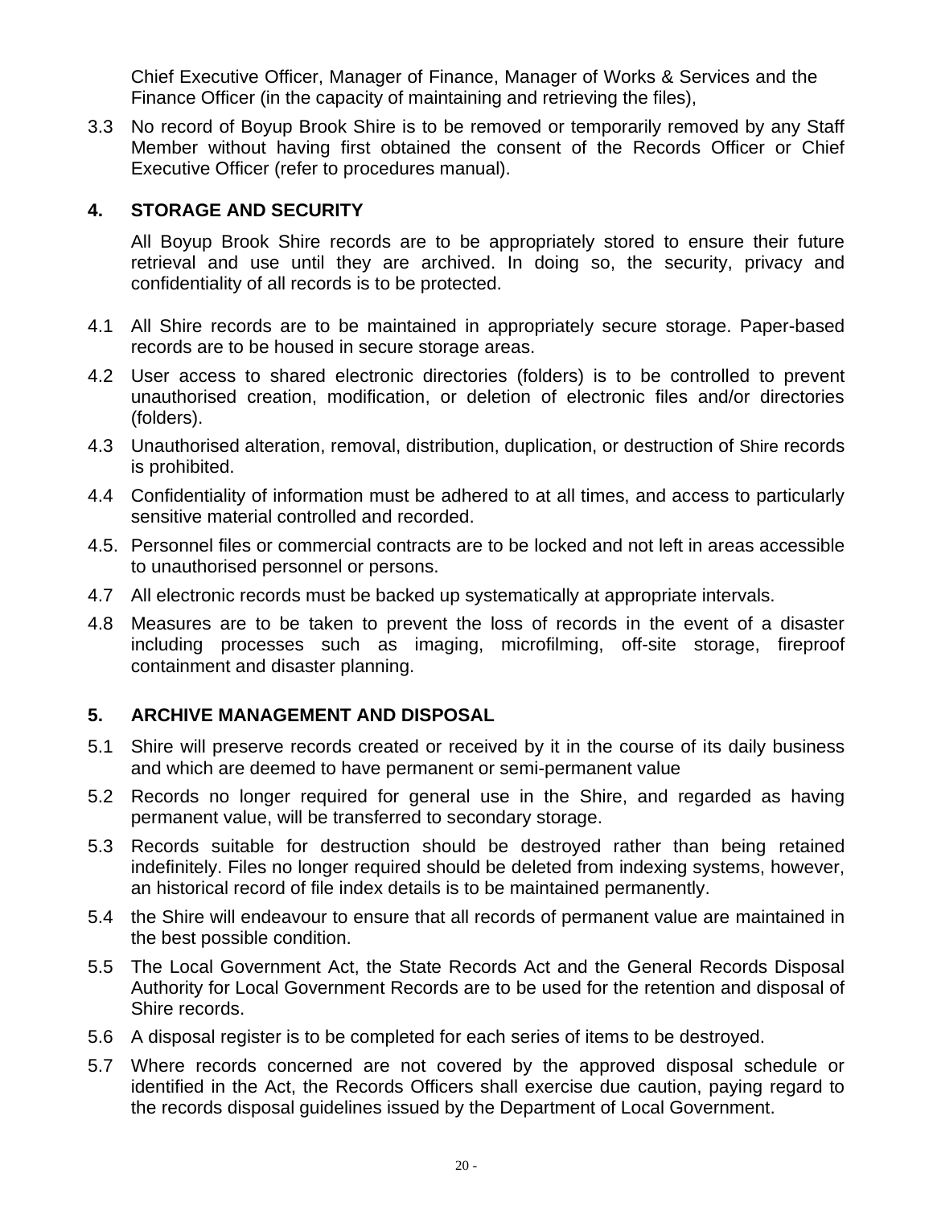Chief Executive Officer, Manager of Finance, Manager of Works & Services and the Finance Officer (in the capacity of maintaining and retrieving the files),

3.3 No record of Boyup Brook Shire is to be removed or temporarily removed by any Staff Member without having first obtained the consent of the Records Officer or Chief Executive Officer (refer to procedures manual).

## 4. STORAGE AND SECURITY

All Boyup Brook Shire records are to be appropriately stored to ensure their future retrieval and use until they are archived. In doing so, the security, privacy and confidentiality of all records is to be protected.

4.1 All Shire records are to be maintained in appropriately secure storage. Paper-based records are to be housed in secure storage areas.

4.2 User access to shared electronic directories (folders) is to be controlled to prevent unauthorised creation, modification, or deletion of electronic files and/or directories (folders).

4.3 Unauthorised alteration, removal, distribution, duplication, or destruction of Shire records is prohibited.

4.4 Confidentiality of information must be adhered to at all times, and access to particularly sensitive material controlled and recorded.

4.5. Personnel files or commercial contracts are to be locked and not left in areas accessible to unauthorised personnel or persons.

4.7 All electronic records must be backed up systematically at appropriate intervals.

4.8 Measures are to be taken to prevent the loss of records in the event of a disaster including processes such as imaging, microfilming, off-site storage, fireproof containment and disaster planning.

## 5. ARCHIVE MANAGEMENT AND DISPOSAL

5.1 Shire will preserve records created or received by it in the course of its daily business and which are deemed to have permanent or semi-permanent value

5.2 Records no longer required for general use in the Shire, and regarded as having permanent value, will be transferred to secondary storage.

5.3 Records suitable for destruction should be destroyed rather than being retained indefinitely. Files no longer required should be deleted from indexing systems, however, an historical record of file index details is to be maintained permanently.

5.4 the Shire will endeavour to ensure that all records of permanent value are maintained in the best possible condition.

5.5 The Local Government Act, the State Records Act and the General Records Disposal Authority for Local Government Records are to be used for the retention and disposal of Shire records.

5.6 A disposal register is to be completed for each series of items to be destroyed.

5.7 Where records concerned are not covered by the approved disposal schedule or identified in the Act, the Records Officers shall exercise due caution, paying regard to the records disposal guidelines issued by the Department of Local Government.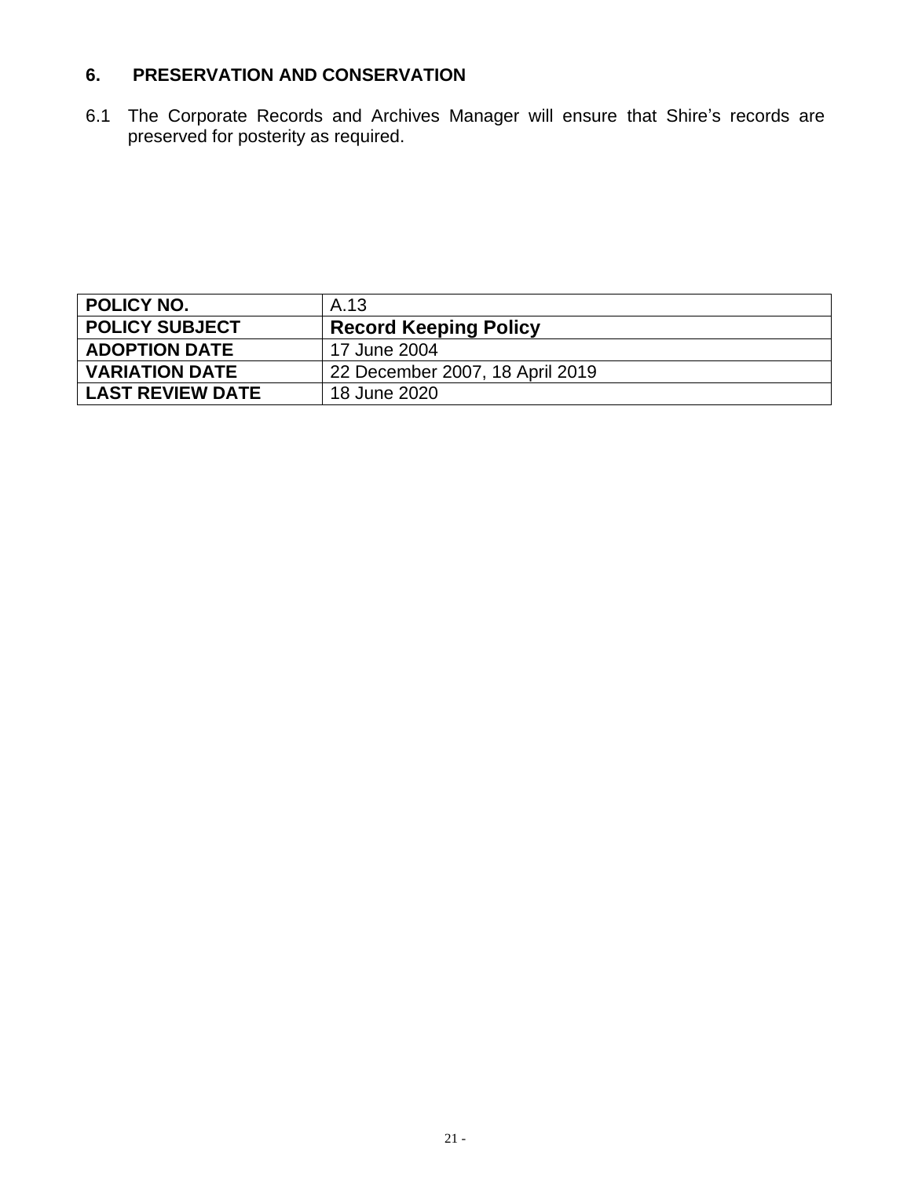## 6. PRESERVATION AND CONSERVATION

6.1 The Corporate Records and Archives Manager will ensure that Shire's records are preserved for posterity as required.

| POLICY NO. | A.13 |
|---|---|
| **POLICY SUBJECT** | **Record Keeping Policy** |
| **ADOPTION DATE** | 17 June 2004 |
| **VARIATION DATE** | 22 December 2007, 18 April 2019 |
| **LAST REVIEW DATE** | 18 June 2020 |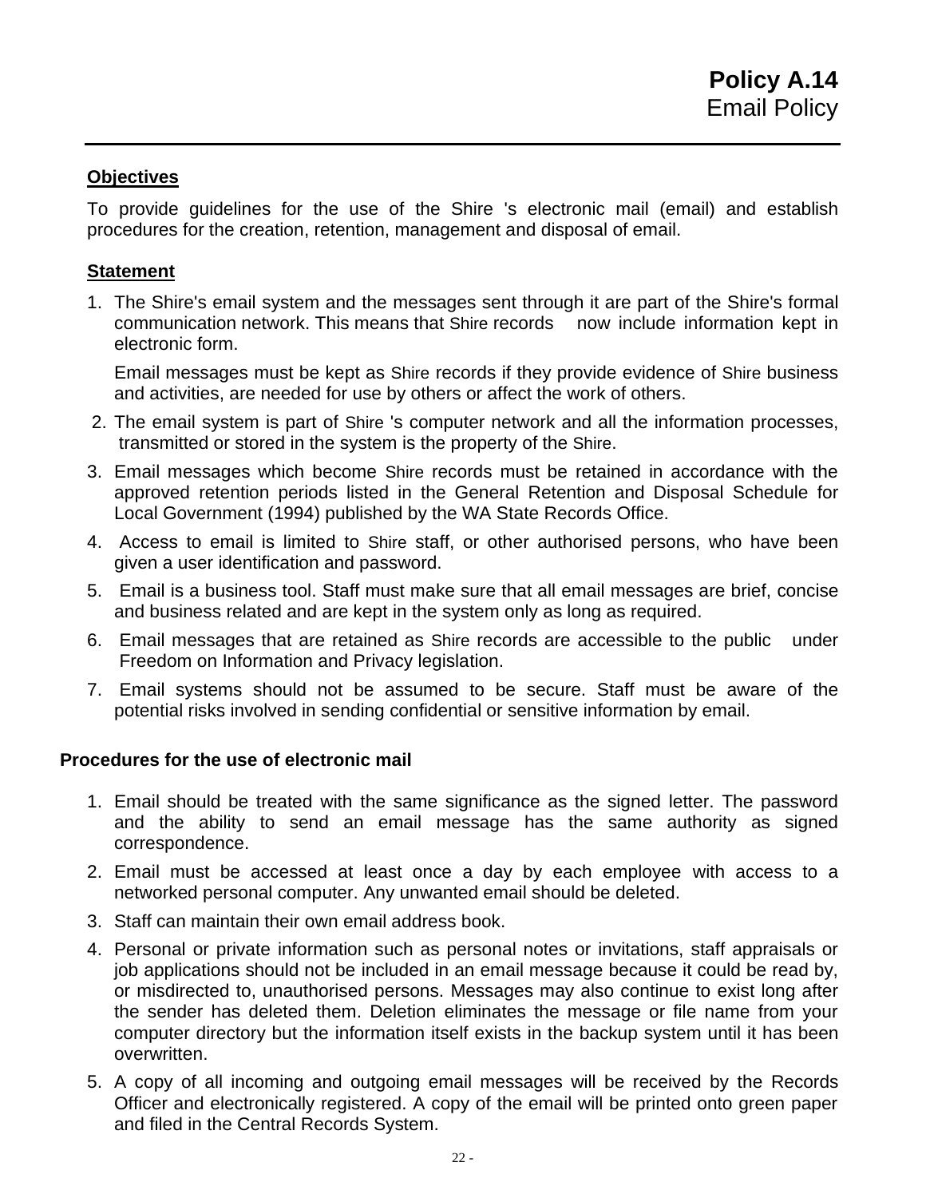# Policy A.14
## Email Policy

**Objectives**

To provide guidelines for the use of the Shire 's electronic mail (email) and establish procedures for the creation, retention, management and disposal of email.

**Statement**

1. The Shire's email system and the messages sent through it are part of the Shire's formal communication network. This means that Shire records now include information kept in electronic form.

   Email messages must be kept as Shire records if they provide evidence of Shire business and activities, are needed for use by others or affect the work of others.

2. The email system is part of Shire 's computer network and all the information processes, transmitted or stored in the system is the property of the Shire.
3. Email messages which become Shire records must be retained in accordance with the approved retention periods listed in the General Retention and Disposal Schedule for Local Government (1994) published by the WA State Records Office.
4. Access to email is limited to Shire staff, or other authorised persons, who have been given a user identification and password.
5. Email is a business tool. Staff must make sure that all email messages are brief, concise and business related and are kept in the system only as long as required.
6. Email messages that are retained as Shire records are accessible to the public under Freedom on Information and Privacy legislation.
7. Email systems should not be assumed to be secure. Staff must be aware of the potential risks involved in sending confidential or sensitive information by email.

**Procedures for the use of electronic mail**

1. Email should be treated with the same significance as the signed letter. The password and the ability to send an email message has the same authority as signed correspondence.
2. Email must be accessed at least once a day by each employee with access to a networked personal computer. Any unwanted email should be deleted.
3. Staff can maintain their own email address book.
4. Personal or private information such as personal notes or invitations, staff appraisals or job applications should not be included in an email message because it could be read by, or misdirected to, unauthorised persons. Messages may also continue to exist long after the sender has deleted them. Deletion eliminates the message or file name from your computer directory but the information itself exists in the backup system until it has been overwritten.
5. A copy of all incoming and outgoing email messages will be received by the Records Officer and electronically registered. A copy of the email will be printed onto green paper and filed in the Central Records System.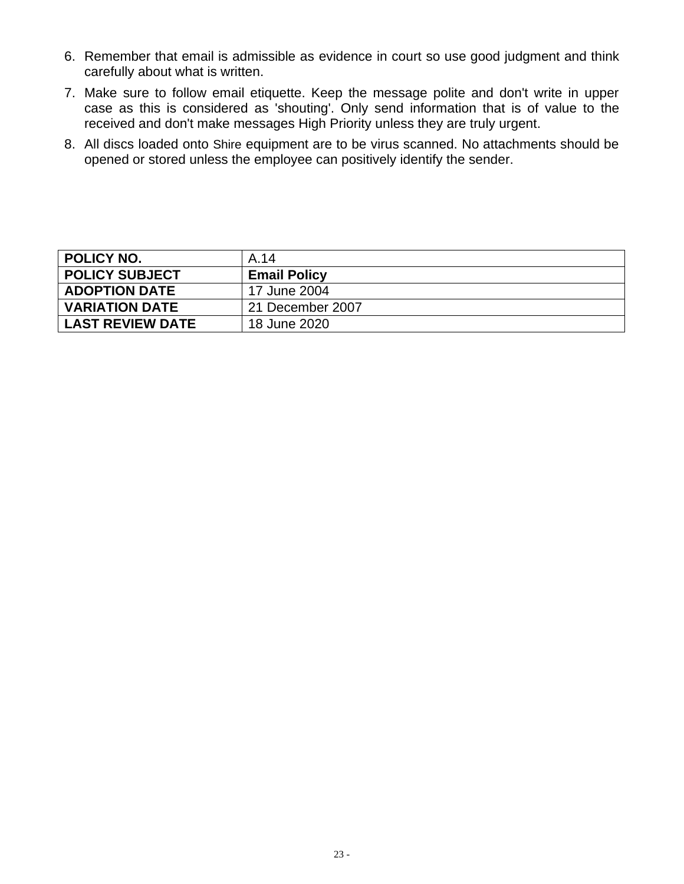6. Remember that email is admissible as evidence in court so use good judgment and think carefully about what is written.
7. Make sure to follow email etiquette. Keep the message polite and don't write in upper case as this is considered as 'shouting'. Only send information that is of value to the received and don't make messages High Priority unless they are truly urgent.
8. All discs loaded onto Shire equipment are to be virus scanned. No attachments should be opened or stored unless the employee can positively identify the sender.

| **POLICY NO.** | A.14 |
|---|---|
| **POLICY SUBJECT** | **Email Policy** |
| **ADOPTION DATE** | 17 June 2004 |
| **VARIATION DATE** | 21 December 2007 |
| **LAST REVIEW DATE** | 18 June 2020 |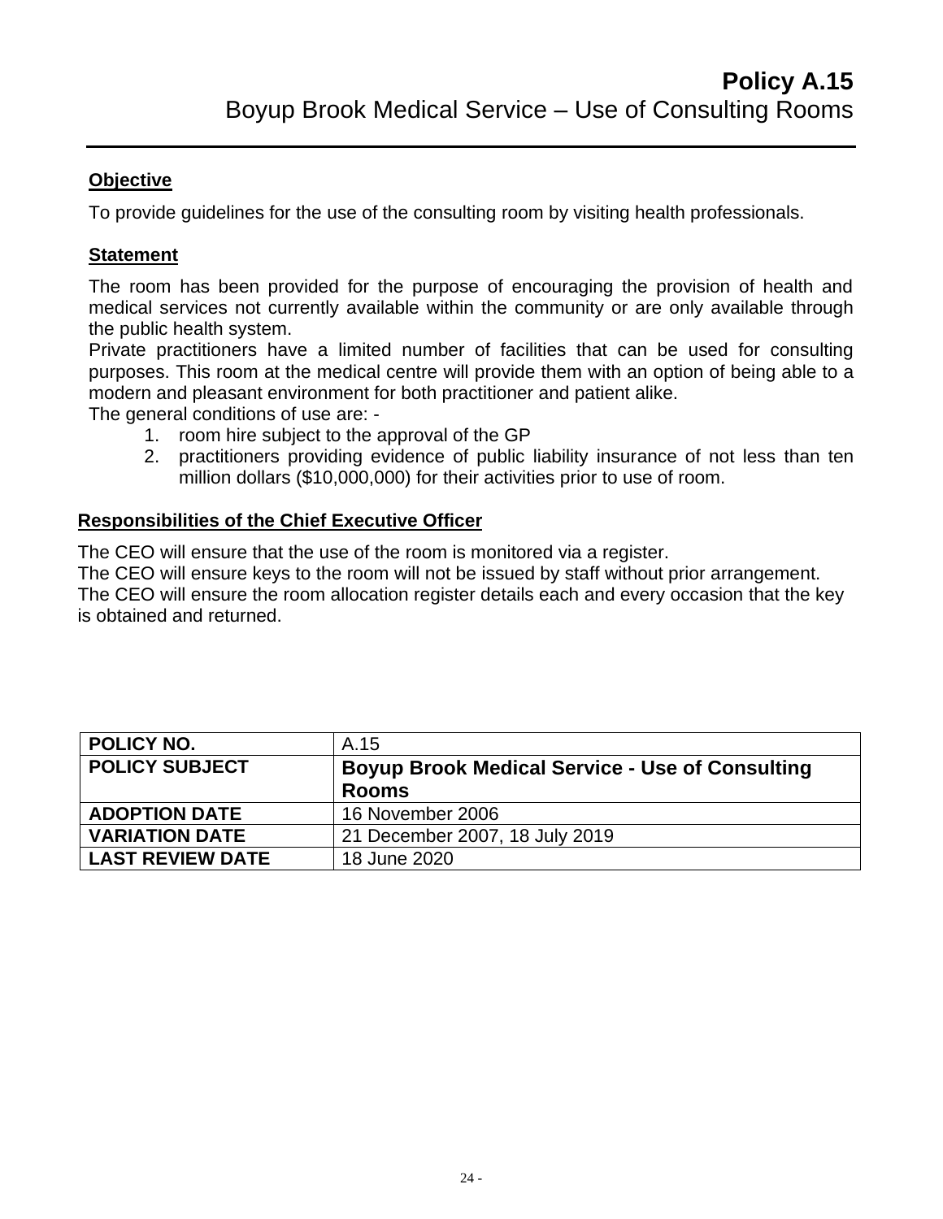# Policy A.15

## Boyup Brook Medical Service – Use of Consulting Rooms

### Objective

To provide guidelines for the use of the consulting room by visiting health professionals.

### Statement

The room has been provided for the purpose of encouraging the provision of health and medical services not currently available within the community or are only available through the public health system.

Private practitioners have a limited number of facilities that can be used for consulting purposes. This room at the medical centre will provide them with an option of being able to a modern and pleasant environment for both practitioner and patient alike.

The general conditions of use are: -

1. room hire subject to the approval of the GP
2. practitioners providing evidence of public liability insurance of not less than ten million dollars ($10,000,000) for their activities prior to use of room.

### Responsibilities of the Chief Executive Officer

The CEO will ensure that the use of the room is monitored via a register.

The CEO will ensure keys to the room will not be issued by staff without prior arrangement.

The CEO will ensure the room allocation register details each and every occasion that the key is obtained and returned.

| POLICY NO. | A.15 |
|---|---|
| POLICY SUBJECT | **Boyup Brook Medical Service - Use of Consulting Rooms** |
| ADOPTION DATE | 16 November 2006 |
| VARIATION DATE | 21 December 2007, 18 July 2019 |
| LAST REVIEW DATE | 18 June 2020 |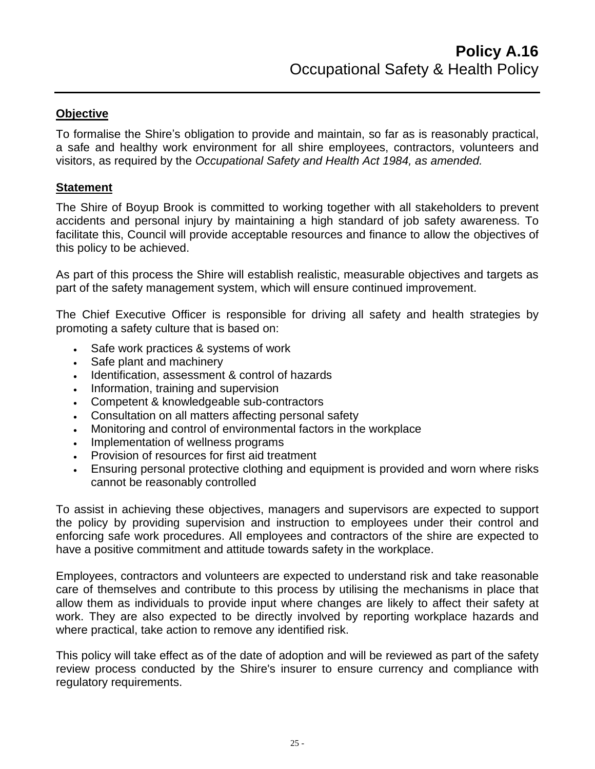# Policy A.16
## Occupational Safety & Health Policy

### Objective

To formalise the Shire's obligation to provide and maintain, so far as is reasonably practical, a safe and healthy work environment for all shire employees, contractors, volunteers and visitors, as required by the *Occupational Safety and Health Act 1984, as amended.*

### Statement

The Shire of Boyup Brook is committed to working together with all stakeholders to prevent accidents and personal injury by maintaining a high standard of job safety awareness. To facilitate this, Council will provide acceptable resources and finance to allow the objectives of this policy to be achieved.

As part of this process the Shire will establish realistic, measurable objectives and targets as part of the safety management system, which will ensure continued improvement.

The Chief Executive Officer is responsible for driving all safety and health strategies by promoting a safety culture that is based on:

- Safe work practices & systems of work
- Safe plant and machinery
- Identification, assessment & control of hazards
- Information, training and supervision
- Competent & knowledgeable sub-contractors
- Consultation on all matters affecting personal safety
- Monitoring and control of environmental factors in the workplace
- Implementation of wellness programs
- Provision of resources for first aid treatment
- Ensuring personal protective clothing and equipment is provided and worn where risks cannot be reasonably controlled

To assist in achieving these objectives, managers and supervisors are expected to support the policy by providing supervision and instruction to employees under their control and enforcing safe work procedures. All employees and contractors of the shire are expected to have a positive commitment and attitude towards safety in the workplace.

Employees, contractors and volunteers are expected to understand risk and take reasonable care of themselves and contribute to this process by utilising the mechanisms in place that allow them as individuals to provide input where changes are likely to affect their safety at work. They are also expected to be directly involved by reporting workplace hazards and where practical, take action to remove any identified risk.

This policy will take effect as of the date of adoption and will be reviewed as part of the safety review process conducted by the Shire's insurer to ensure currency and compliance with regulatory requirements.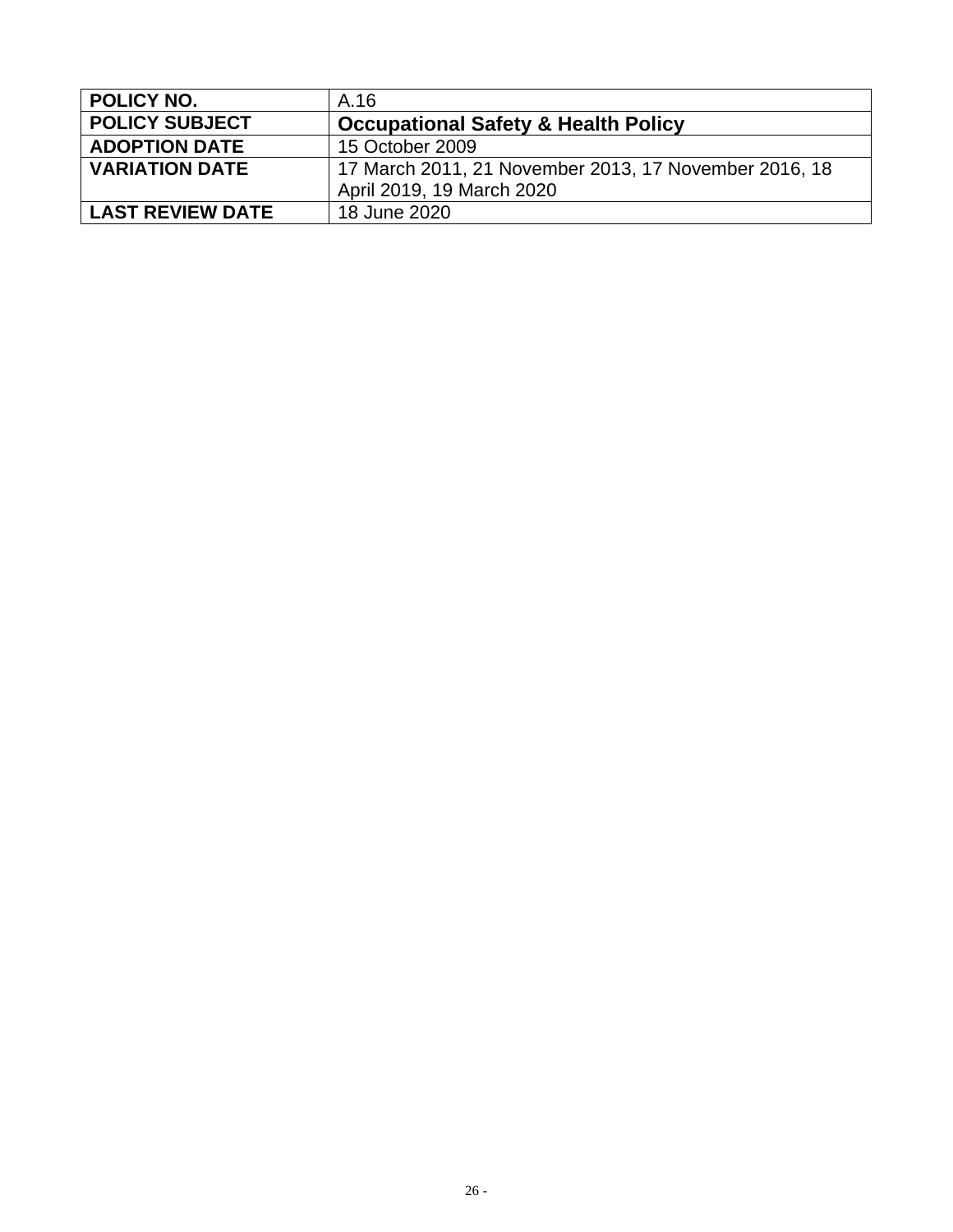| **POLICY NO.** | A.16 |
|---|---|
| **POLICY SUBJECT** | **Occupational Safety & Health Policy** |
| **ADOPTION DATE** | 15 October 2009 |
| **VARIATION DATE** | 17 March 2011, 21 November 2013, 17 November 2016, 18 April 2019, 19 March 2020 |
| **LAST REVIEW DATE** | 18 June 2020 |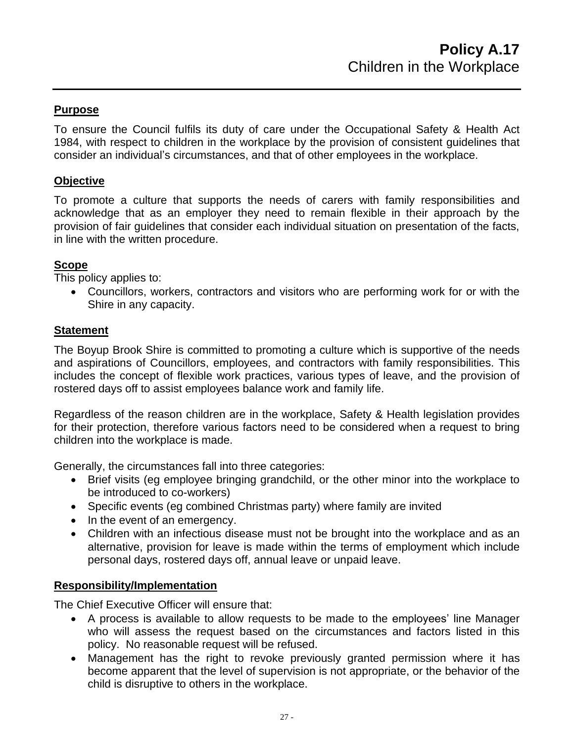# Policy A.17
## Children in the Workplace

### Purpose

To ensure the Council fulfils its duty of care under the Occupational Safety & Health Act 1984, with respect to children in the workplace by the provision of consistent guidelines that consider an individual's circumstances, and that of other employees in the workplace.

### Objective

To promote a culture that supports the needs of carers with family responsibilities and acknowledge that as an employer they need to remain flexible in their approach by the provision of fair guidelines that consider each individual situation on presentation of the facts, in line with the written procedure.

### Scope

This policy applies to:

- Councillors, workers, contractors and visitors who are performing work for or with the Shire in any capacity.

### Statement

The Boyup Brook Shire is committed to promoting a culture which is supportive of the needs and aspirations of Councillors, employees, and contractors with family responsibilities. This includes the concept of flexible work practices, various types of leave, and the provision of rostered days off to assist employees balance work and family life.

Regardless of the reason children are in the workplace, Safety & Health legislation provides for their protection, therefore various factors need to be considered when a request to bring children into the workplace is made.

Generally, the circumstances fall into three categories:

- Brief visits (eg employee bringing grandchild, or the other minor into the workplace to be introduced to co-workers)
- Specific events (eg combined Christmas party) where family are invited
- In the event of an emergency.
- Children with an infectious disease must not be brought into the workplace and as an alternative, provision for leave is made within the terms of employment which include personal days, rostered days off, annual leave or unpaid leave.

### Responsibility/Implementation

The Chief Executive Officer will ensure that:

- A process is available to allow requests to be made to the employees' line Manager who will assess the request based on the circumstances and factors listed in this policy. No reasonable request will be refused.
- Management has the right to revoke previously granted permission where it has become apparent that the level of supervision is not appropriate, or the behavior of the child is disruptive to others in the workplace.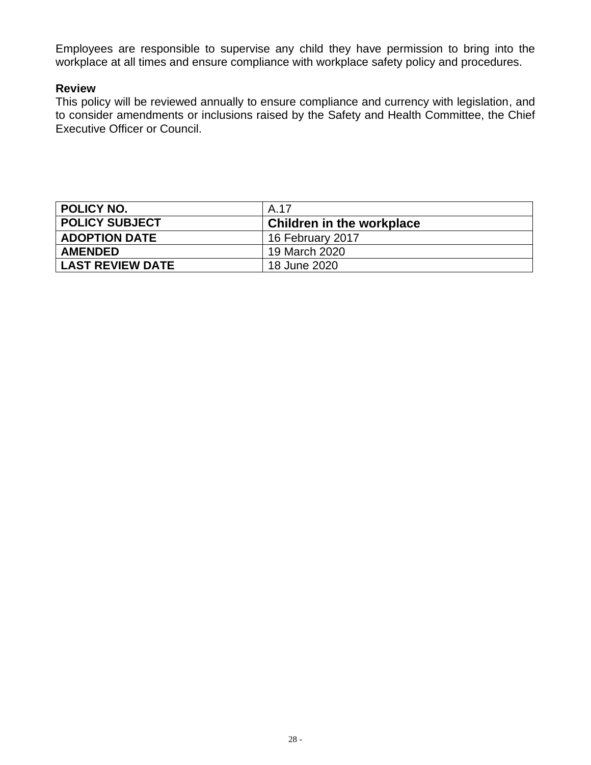Employees are responsible to supervise any child they have permission to bring into the workplace at all times and ensure compliance with workplace safety policy and procedures.

**Review**

This policy will be reviewed annually to ensure compliance and currency with legislation, and to consider amendments or inclusions raised by the Safety and Health Committee, the Chief Executive Officer or Council.

| **POLICY NO.** | A.17 |
|---|---|
| **POLICY SUBJECT** | **Children in the workplace** |
| **ADOPTION DATE** | 16 February 2017 |
| **AMENDED** | 19 March 2020 |
| **LAST REVIEW DATE** | 18 June 2020 |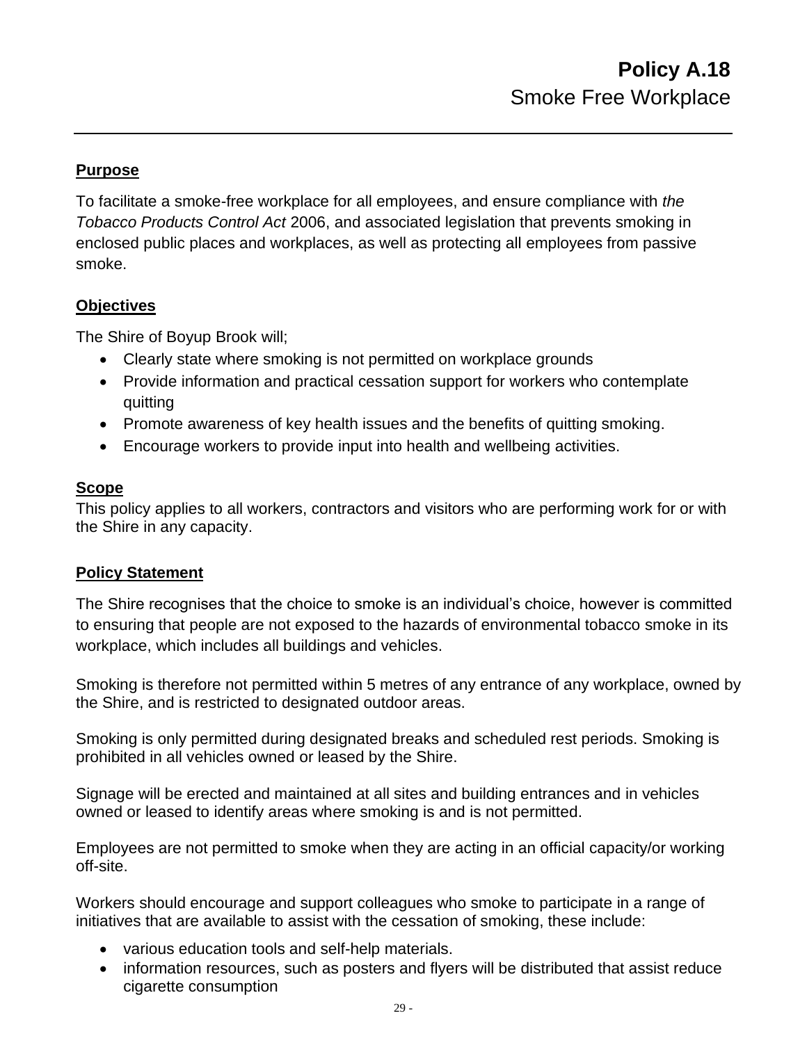# Policy A.18
## Smoke Free Workplace

---

**Purpose**

To facilitate a smoke-free workplace for all employees, and ensure compliance with *the Tobacco Products Control Act* 2006, and associated legislation that prevents smoking in enclosed public places and workplaces, as well as protecting all employees from passive smoke.

**Objectives**

The Shire of Boyup Brook will;

- Clearly state where smoking is not permitted on workplace grounds
- Provide information and practical cessation support for workers who contemplate quitting
- Promote awareness of key health issues and the benefits of quitting smoking.
- Encourage workers to provide input into health and wellbeing activities.

**Scope**

This policy applies to all workers, contractors and visitors who are performing work for or with the Shire in any capacity.

**Policy Statement**

The Shire recognises that the choice to smoke is an individual's choice, however is committed to ensuring that people are not exposed to the hazards of environmental tobacco smoke in its workplace, which includes all buildings and vehicles.

Smoking is therefore not permitted within 5 metres of any entrance of any workplace, owned by the Shire, and is restricted to designated outdoor areas.

Smoking is only permitted during designated breaks and scheduled rest periods. Smoking is prohibited in all vehicles owned or leased by the Shire.

Signage will be erected and maintained at all sites and building entrances and in vehicles owned or leased to identify areas where smoking is and is not permitted.

Employees are not permitted to smoke when they are acting in an official capacity/or working off-site.

Workers should encourage and support colleagues who smoke to participate in a range of initiatives that are available to assist with the cessation of smoking, these include:

- various education tools and self-help materials.
- information resources, such as posters and flyers will be distributed that assist reduce cigarette consumption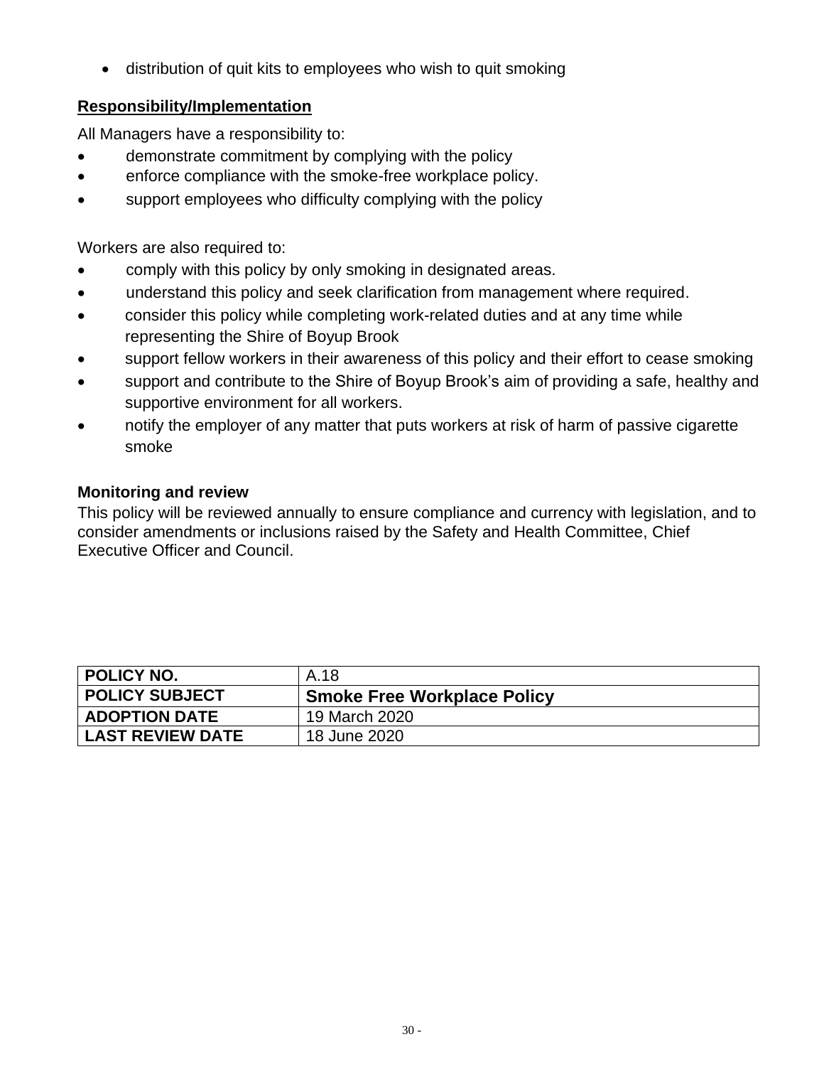- distribution of quit kits to employees who wish to quit smoking

## Responsibility/Implementation

All Managers have a responsibility to:

- demonstrate commitment by complying with the policy
- enforce compliance with the smoke-free workplace policy.
- support employees who difficulty complying with the policy

Workers are also required to:

- comply with this policy by only smoking in designated areas.
- understand this policy and seek clarification from management where required.
- consider this policy while completing work-related duties and at any time while representing the Shire of Boyup Brook
- support fellow workers in their awareness of this policy and their effort to cease smoking
- support and contribute to the Shire of Boyup Brook's aim of providing a safe, healthy and supportive environment for all workers.
- notify the employer of any matter that puts workers at risk of harm of passive cigarette smoke

**Monitoring and review**

This policy will be reviewed annually to ensure compliance and currency with legislation, and to consider amendments or inclusions raised by the Safety and Health Committee, Chief Executive Officer and Council.

| **POLICY NO.** | A.18 |
|---|---|
| **POLICY SUBJECT** | **Smoke Free Workplace Policy** |
| **ADOPTION DATE** | 19 March 2020 |
| **LAST REVIEW DATE** | 18 June 2020 |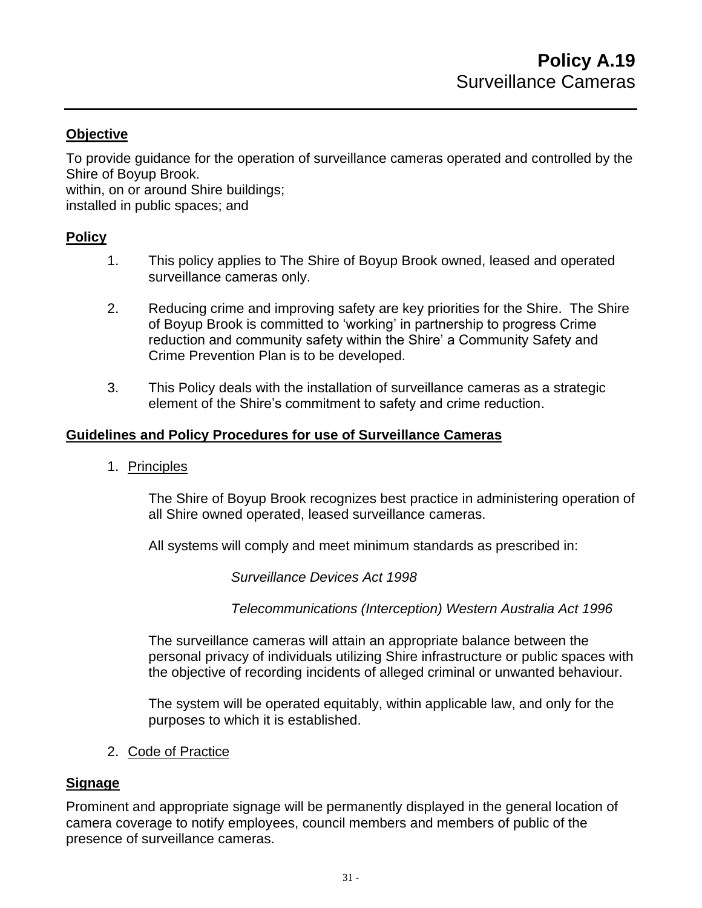# Policy A.19
## Surveillance Cameras

---

### Objective

To provide guidance for the operation of surveillance cameras operated and controlled by the Shire of Boyup Brook.
within, on or around Shire buildings;
installed in public spaces; and

### Policy

1. This policy applies to The Shire of Boyup Brook owned, leased and operated surveillance cameras only.

2. Reducing crime and improving safety are key priorities for the Shire. The Shire of Boyup Brook is committed to 'working' in partnership to progress Crime reduction and community safety within the Shire' a Community Safety and Crime Prevention Plan is to be developed.

3. This Policy deals with the installation of surveillance cameras as a strategic element of the Shire's commitment to safety and crime reduction.

### Guidelines and Policy Procedures for use of Surveillance Cameras

1. Principles

   The Shire of Boyup Brook recognizes best practice in administering operation of all Shire owned operated, leased surveillance cameras.

   All systems will comply and meet minimum standards as prescribed in:

   *Surveillance Devices Act 1998*

   *Telecommunications (Interception) Western Australia Act 1996*

   The surveillance cameras will attain an appropriate balance between the personal privacy of individuals utilizing Shire infrastructure or public spaces with the objective of recording incidents of alleged criminal or unwanted behaviour.

   The system will be operated equitably, within applicable law, and only for the purposes to which it is established.

2. Code of Practice

### Signage

Prominent and appropriate signage will be permanently displayed in the general location of camera coverage to notify employees, council members and members of public of the presence of surveillance cameras.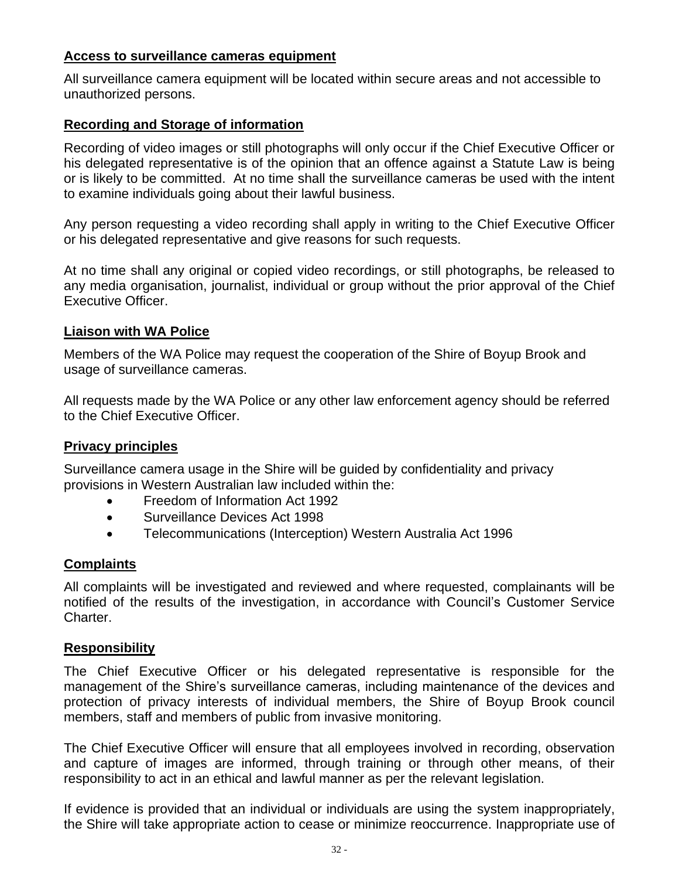**Access to surveillance cameras equipment**

All surveillance camera equipment will be located within secure areas and not accessible to unauthorized persons.

**Recording and Storage of information**

Recording of video images or still photographs will only occur if the Chief Executive Officer or his delegated representative is of the opinion that an offence against a Statute Law is being or is likely to be committed. At no time shall the surveillance cameras be used with the intent to examine individuals going about their lawful business.

Any person requesting a video recording shall apply in writing to the Chief Executive Officer or his delegated representative and give reasons for such requests.

At no time shall any original or copied video recordings, or still photographs, be released to any media organisation, journalist, individual or group without the prior approval of the Chief Executive Officer.

**Liaison with WA Police**

Members of the WA Police may request the cooperation of the Shire of Boyup Brook and usage of surveillance cameras.

All requests made by the WA Police or any other law enforcement agency should be referred to the Chief Executive Officer.

**Privacy principles**

Surveillance camera usage in the Shire will be guided by confidentiality and privacy provisions in Western Australian law included within the:

- Freedom of Information Act 1992
- Surveillance Devices Act 1998
- Telecommunications (Interception) Western Australia Act 1996

**Complaints**

All complaints will be investigated and reviewed and where requested, complainants will be notified of the results of the investigation, in accordance with Council's Customer Service Charter.

**Responsibility**

The Chief Executive Officer or his delegated representative is responsible for the management of the Shire's surveillance cameras, including maintenance of the devices and protection of privacy interests of individual members, the Shire of Boyup Brook council members, staff and members of public from invasive monitoring.

The Chief Executive Officer will ensure that all employees involved in recording, observation and capture of images are informed, through training or through other means, of their responsibility to act in an ethical and lawful manner as per the relevant legislation.

If evidence is provided that an individual or individuals are using the system inappropriately, the Shire will take appropriate action to cease or minimize reoccurrence. Inappropriate use of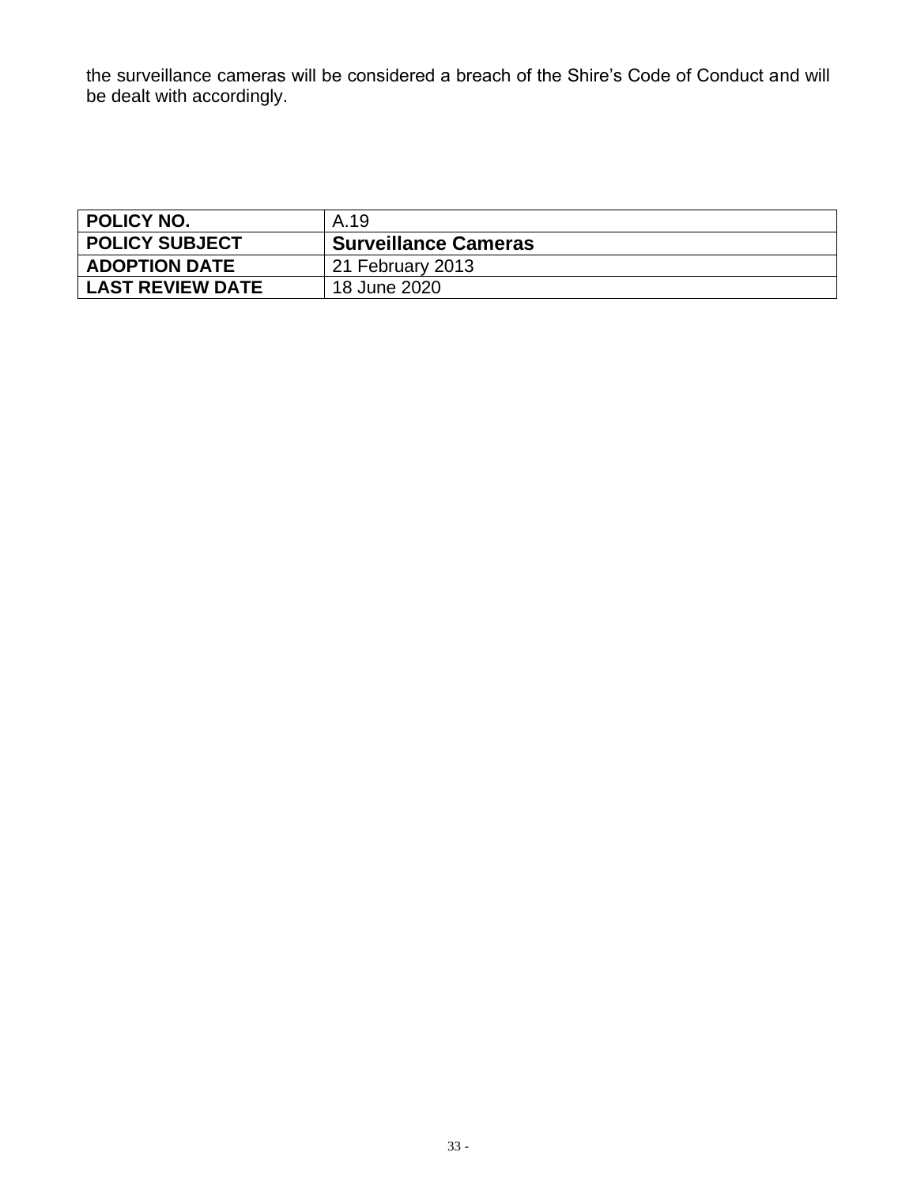the surveillance cameras will be considered a breach of the Shire's Code of Conduct and will be dealt with accordingly.

| **POLICY NO.** | A.19 |
|---|---|
| **POLICY SUBJECT** | **Surveillance Cameras** |
| **ADOPTION DATE** | 21 February 2013 |
| **LAST REVIEW DATE** | 18 June 2020 |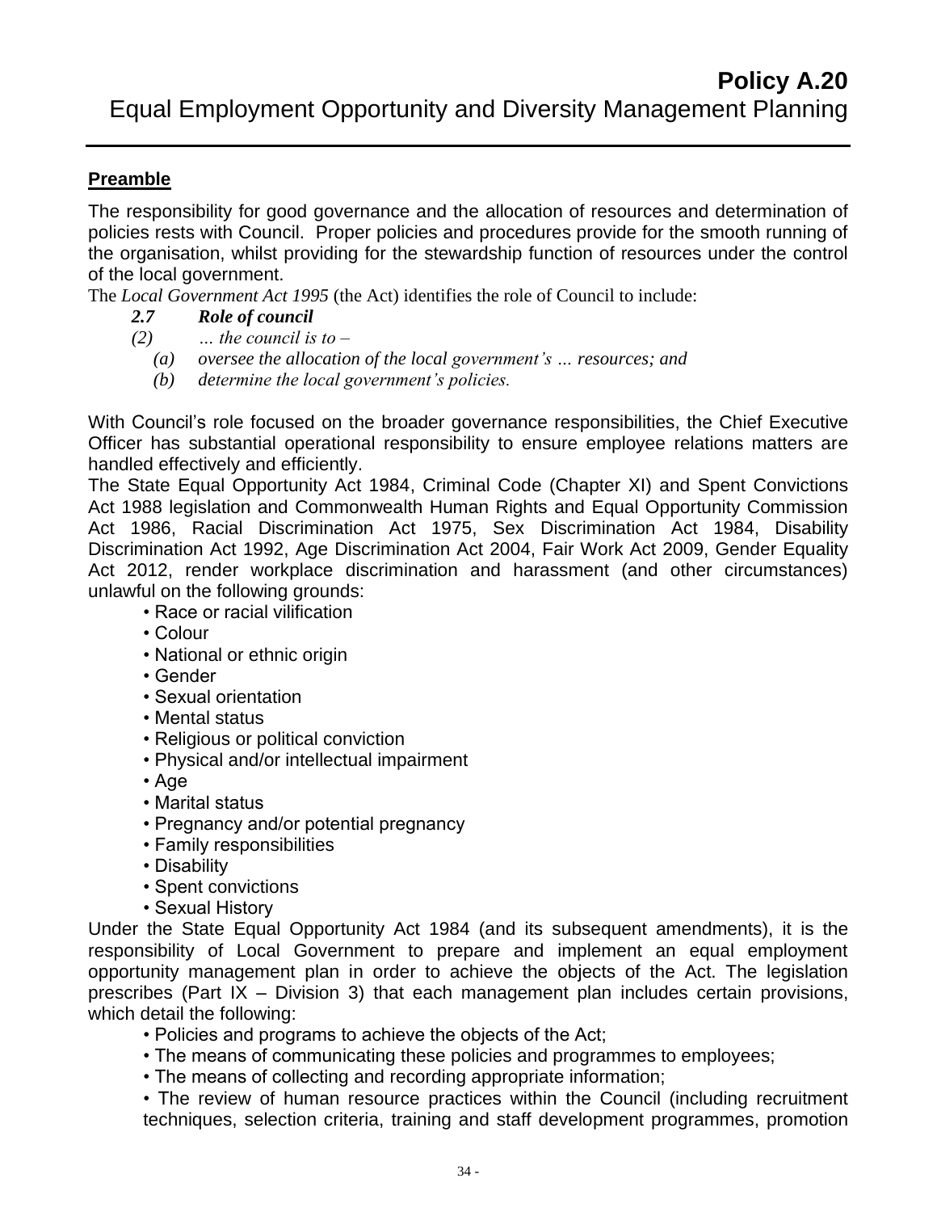# Policy A.20
## Equal Employment Opportunity and Diversity Management Planning

### Preamble

The responsibility for good governance and the allocation of resources and determination of policies rests with Council. Proper policies and procedures provide for the smooth running of the organisation, whilst providing for the stewardship function of resources under the control of the local government.

The *Local Government Act 1995* (the Act) identifies the role of Council to include:

***2.7 Role of council***

*(2) … the council is to –*

*(a) oversee the allocation of the local government's … resources; and*

*(b) determine the local government's policies.*

With Council's role focused on the broader governance responsibilities, the Chief Executive Officer has substantial operational responsibility to ensure employee relations matters are handled effectively and efficiently.

The State Equal Opportunity Act 1984, Criminal Code (Chapter XI) and Spent Convictions Act 1988 legislation and Commonwealth Human Rights and Equal Opportunity Commission Act 1986, Racial Discrimination Act 1975, Sex Discrimination Act 1984, Disability Discrimination Act 1992, Age Discrimination Act 2004, Fair Work Act 2009, Gender Equality Act 2012, render workplace discrimination and harassment (and other circumstances) unlawful on the following grounds:

- Race or racial vilification
- Colour
- National or ethnic origin
- Gender
- Sexual orientation
- Mental status
- Religious or political conviction
- Physical and/or intellectual impairment
- Age
- Marital status
- Pregnancy and/or potential pregnancy
- Family responsibilities
- Disability
- Spent convictions
- Sexual History

Under the State Equal Opportunity Act 1984 (and its subsequent amendments), it is the responsibility of Local Government to prepare and implement an equal employment opportunity management plan in order to achieve the objects of the Act. The legislation prescribes (Part IX – Division 3) that each management plan includes certain provisions, which detail the following:

- Policies and programs to achieve the objects of the Act;
- The means of communicating these policies and programmes to employees;
- The means of collecting and recording appropriate information;
- The review of human resource practices within the Council (including recruitment techniques, selection criteria, training and staff development programmes, promotion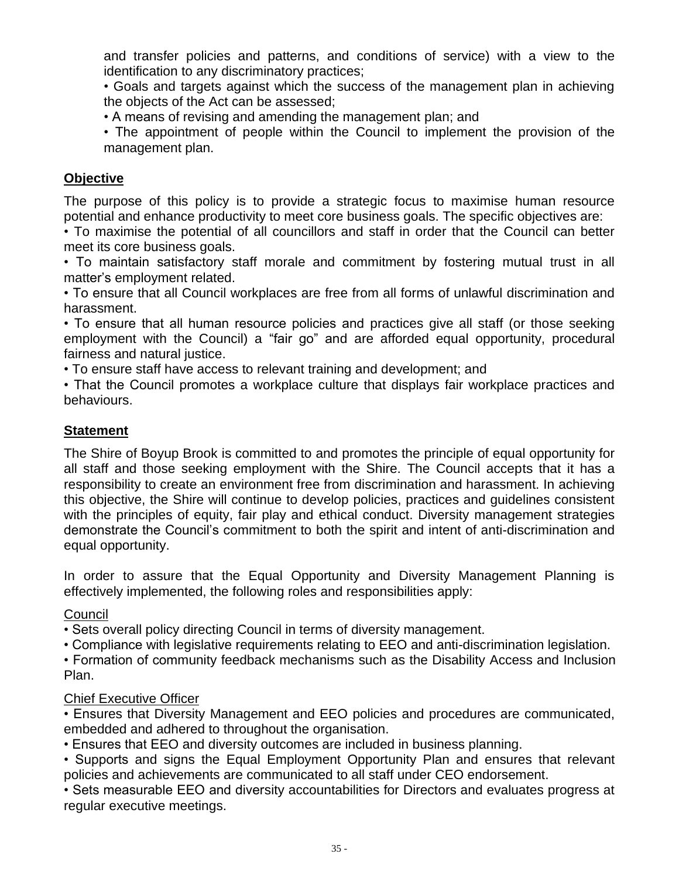and transfer policies and patterns, and conditions of service) with a view to the identification to any discriminatory practices;

- Goals and targets against which the success of the management plan in achieving the objects of the Act can be assessed;
- A means of revising and amending the management plan; and
- The appointment of people within the Council to implement the provision of the management plan.

## **Objective**

The purpose of this policy is to provide a strategic focus to maximise human resource potential and enhance productivity to meet core business goals. The specific objectives are:

- To maximise the potential of all councillors and staff in order that the Council can better meet its core business goals.
- To maintain satisfactory staff morale and commitment by fostering mutual trust in all matter's employment related.
- To ensure that all Council workplaces are free from all forms of unlawful discrimination and harassment.
- To ensure that all human resource policies and practices give all staff (or those seeking employment with the Council) a "fair go" and are afforded equal opportunity, procedural fairness and natural justice.
- To ensure staff have access to relevant training and development; and
- That the Council promotes a workplace culture that displays fair workplace practices and behaviours.

## **Statement**

The Shire of Boyup Brook is committed to and promotes the principle of equal opportunity for all staff and those seeking employment with the Shire. The Council accepts that it has a responsibility to create an environment free from discrimination and harassment. In achieving this objective, the Shire will continue to develop policies, practices and guidelines consistent with the principles of equity, fair play and ethical conduct. Diversity management strategies demonstrate the Council's commitment to both the spirit and intent of anti-discrimination and equal opportunity.

In order to assure that the Equal Opportunity and Diversity Management Planning is effectively implemented, the following roles and responsibilities apply:

<u>Council</u>

- Sets overall policy directing Council in terms of diversity management.
- Compliance with legislative requirements relating to EEO and anti-discrimination legislation.
- Formation of community feedback mechanisms such as the Disability Access and Inclusion Plan.

<u>Chief Executive Officer</u>

- Ensures that Diversity Management and EEO policies and procedures are communicated, embedded and adhered to throughout the organisation.
- Ensures that EEO and diversity outcomes are included in business planning.
- Supports and signs the Equal Employment Opportunity Plan and ensures that relevant policies and achievements are communicated to all staff under CEO endorsement.
- Sets measurable EEO and diversity accountabilities for Directors and evaluates progress at regular executive meetings.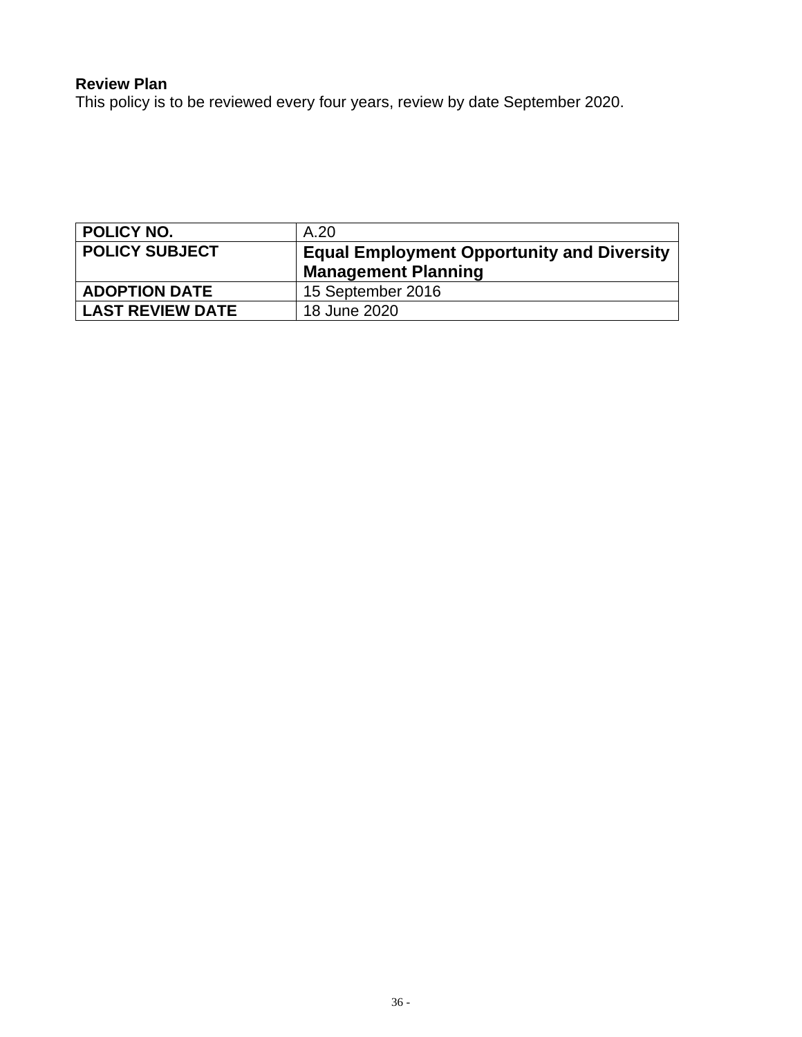**Review Plan**
This policy is to be reviewed every four years, review by date September 2020.

| **POLICY NO.** | A.20 |
|---|---|
| **POLICY SUBJECT** | **Equal Employment Opportunity and Diversity Management Planning** |
| **ADOPTION DATE** | 15 September 2016 |
| **LAST REVIEW DATE** | 18 June 2020 |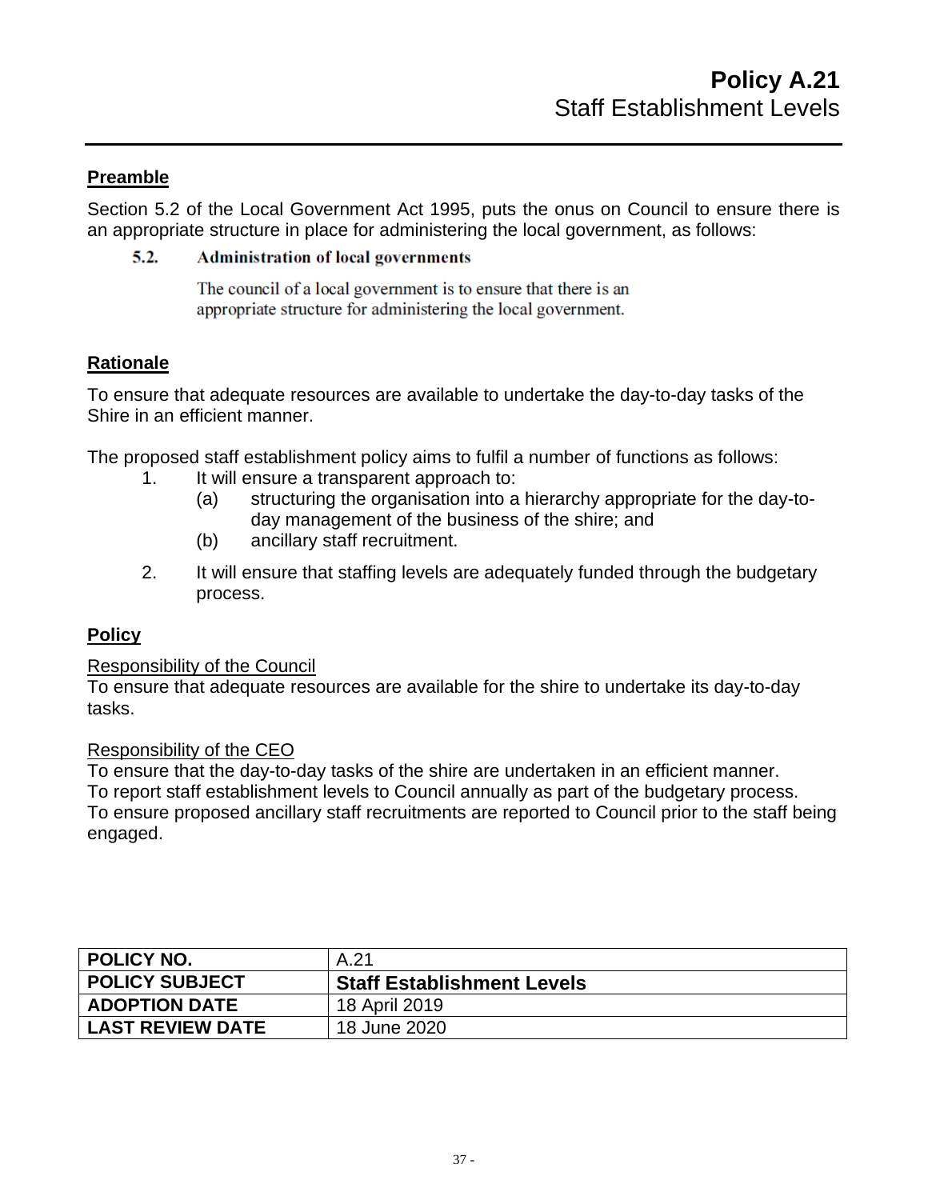# Policy A.21
## Staff Establishment Levels

### Preamble

Section 5.2 of the Local Government Act 1995, puts the onus on Council to ensure there is an appropriate structure in place for administering the local government, as follows:

> **5.2. Administration of local governments**
>
> The council of a local government is to ensure that there is an appropriate structure for administering the local government.

### Rationale

To ensure that adequate resources are available to undertake the day-to-day tasks of the Shire in an efficient manner.

The proposed staff establishment policy aims to fulfil a number of functions as follows:

1. It will ensure a transparent approach to:
   - (a) structuring the organisation into a hierarchy appropriate for the day-to-day management of the business of the shire; and
   - (b) ancillary staff recruitment.
2. It will ensure that staffing levels are adequately funded through the budgetary process.

### Policy

Responsibility of the Council

To ensure that adequate resources are available for the shire to undertake its day-to-day tasks.

Responsibility of the CEO

To ensure that the day-to-day tasks of the shire are undertaken in an efficient manner.
To report staff establishment levels to Council annually as part of the budgetary process.
To ensure proposed ancillary staff recruitments are reported to Council prior to the staff being engaged.

| POLICY NO. | A.21 |
|---|---|
| **POLICY SUBJECT** | **Staff Establishment Levels** |
| **ADOPTION DATE** | 18 April 2019 |
| **LAST REVIEW DATE** | 18 June 2020 |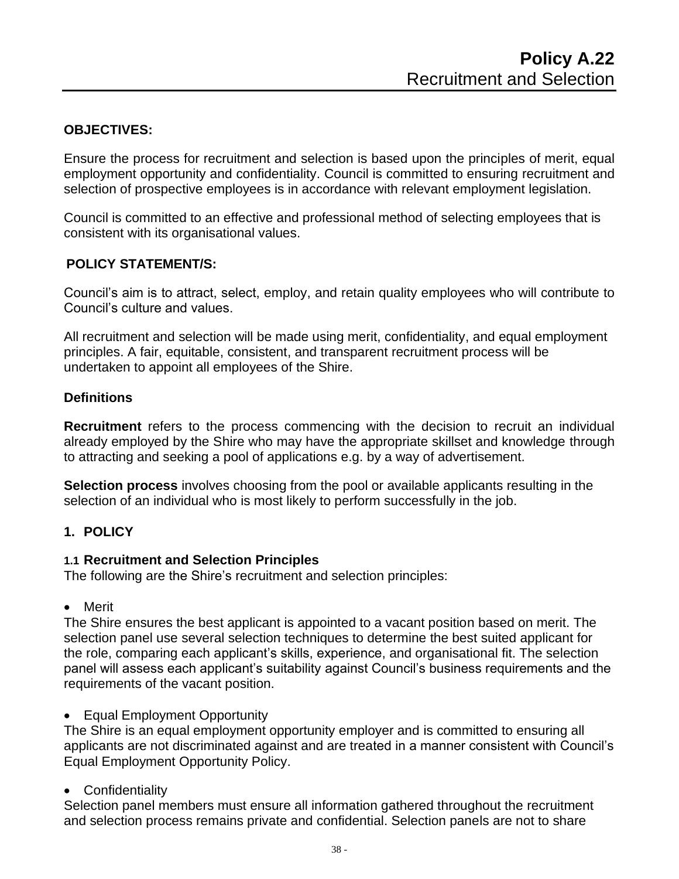# Policy A.22
## Recruitment and Selection

**OBJECTIVES:**

Ensure the process for recruitment and selection is based upon the principles of merit, equal employment opportunity and confidentiality. Council is committed to ensuring recruitment and selection of prospective employees is in accordance with relevant employment legislation.

Council is committed to an effective and professional method of selecting employees that is consistent with its organisational values.

**POLICY STATEMENT/S:**

Council's aim is to attract, select, employ, and retain quality employees who will contribute to Council's culture and values.

All recruitment and selection will be made using merit, confidentiality, and equal employment principles. A fair, equitable, consistent, and transparent recruitment process will be undertaken to appoint all employees of the Shire.

**Definitions**

**Recruitment** refers to the process commencing with the decision to recruit an individual already employed by the Shire who may have the appropriate skillset and knowledge through to attracting and seeking a pool of applications e.g. by a way of advertisement.

**Selection process** involves choosing from the pool or available applicants resulting in the selection of an individual who is most likely to perform successfully in the job.

**1. POLICY**

**1.1 Recruitment and Selection Principles**

The following are the Shire's recruitment and selection principles:

- Merit

The Shire ensures the best applicant is appointed to a vacant position based on merit. The selection panel use several selection techniques to determine the best suited applicant for the role, comparing each applicant's skills, experience, and organisational fit. The selection panel will assess each applicant's suitability against Council's business requirements and the requirements of the vacant position.

- Equal Employment Opportunity

The Shire is an equal employment opportunity employer and is committed to ensuring all applicants are not discriminated against and are treated in a manner consistent with Council's Equal Employment Opportunity Policy.

- Confidentiality

Selection panel members must ensure all information gathered throughout the recruitment and selection process remains private and confidential. Selection panels are not to share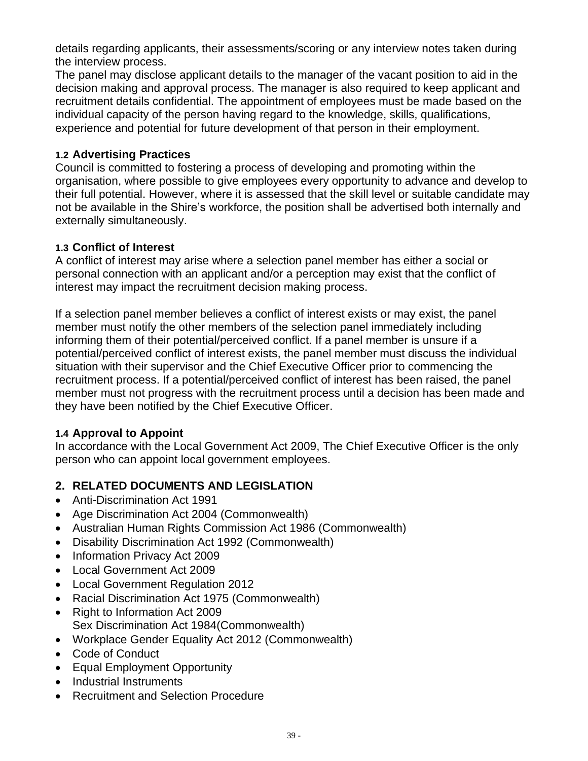details regarding applicants, their assessments/scoring or any interview notes taken during the interview process.
The panel may disclose applicant details to the manager of the vacant position to aid in the decision making and approval process. The manager is also required to keep applicant and recruitment details confidential. The appointment of employees must be made based on the individual capacity of the person having regard to the knowledge, skills, qualifications, experience and potential for future development of that person in their employment.

### 1.2 Advertising Practices

Council is committed to fostering a process of developing and promoting within the organisation, where possible to give employees every opportunity to advance and develop to their full potential. However, where it is assessed that the skill level or suitable candidate may not be available in the Shire's workforce, the position shall be advertised both internally and externally simultaneously.

### 1.3 Conflict of Interest

A conflict of interest may arise where a selection panel member has either a social or personal connection with an applicant and/or a perception may exist that the conflict of interest may impact the recruitment decision making process.

If a selection panel member believes a conflict of interest exists or may exist, the panel member must notify the other members of the selection panel immediately including informing them of their potential/perceived conflict. If a panel member is unsure if a potential/perceived conflict of interest exists, the panel member must discuss the individual situation with their supervisor and the Chief Executive Officer prior to commencing the recruitment process. If a potential/perceived conflict of interest has been raised, the panel member must not progress with the recruitment process until a decision has been made and they have been notified by the Chief Executive Officer.

### 1.4 Approval to Appoint

In accordance with the Local Government Act 2009, The Chief Executive Officer is the only person who can appoint local government employees.

## 2. RELATED DOCUMENTS AND LEGISLATION

- Anti-Discrimination Act 1991
- Age Discrimination Act 2004 (Commonwealth)
- Australian Human Rights Commission Act 1986 (Commonwealth)
- Disability Discrimination Act 1992 (Commonwealth)
- Information Privacy Act 2009
- Local Government Act 2009
- Local Government Regulation 2012
- Racial Discrimination Act 1975 (Commonwealth)
- Right to Information Act 2009
  Sex Discrimination Act 1984(Commonwealth)
- Workplace Gender Equality Act 2012 (Commonwealth)
- Code of Conduct
- Equal Employment Opportunity
- Industrial Instruments
- Recruitment and Selection Procedure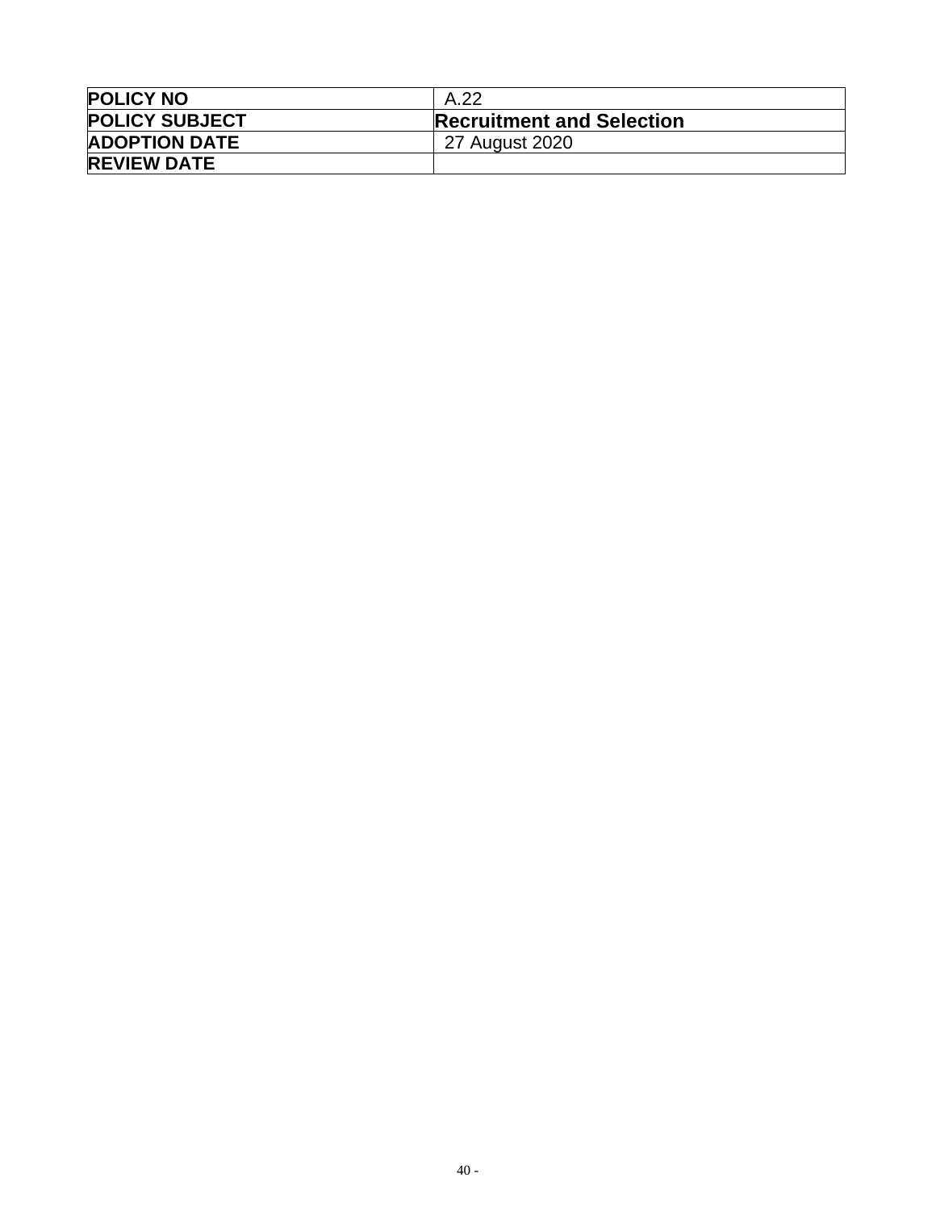| | |
|---|---|
| **POLICY NO** | A.22 |
| **POLICY SUBJECT** | **Recruitment and Selection** |
| **ADOPTION DATE** | 27 August 2020 |
| **REVIEW DATE** | |